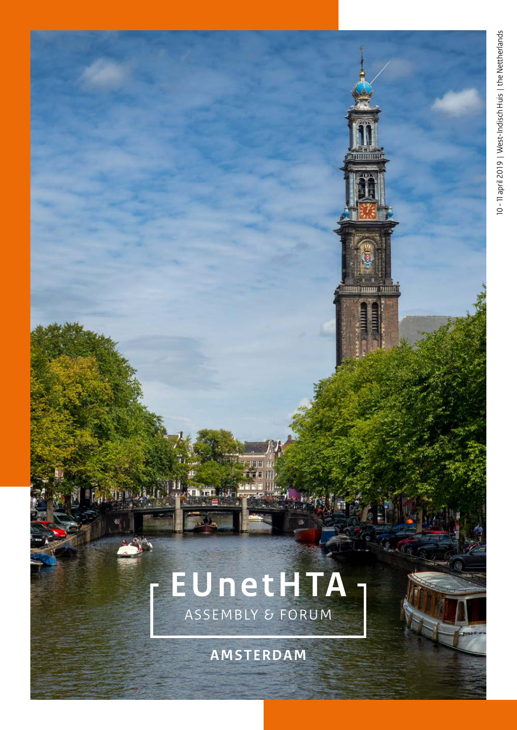# EUnetHTA

ASSEMBLY & FORUM

**AMSTERDAM**

10 - 11 april 2019 | West-Indisch Huis | the Nettherlands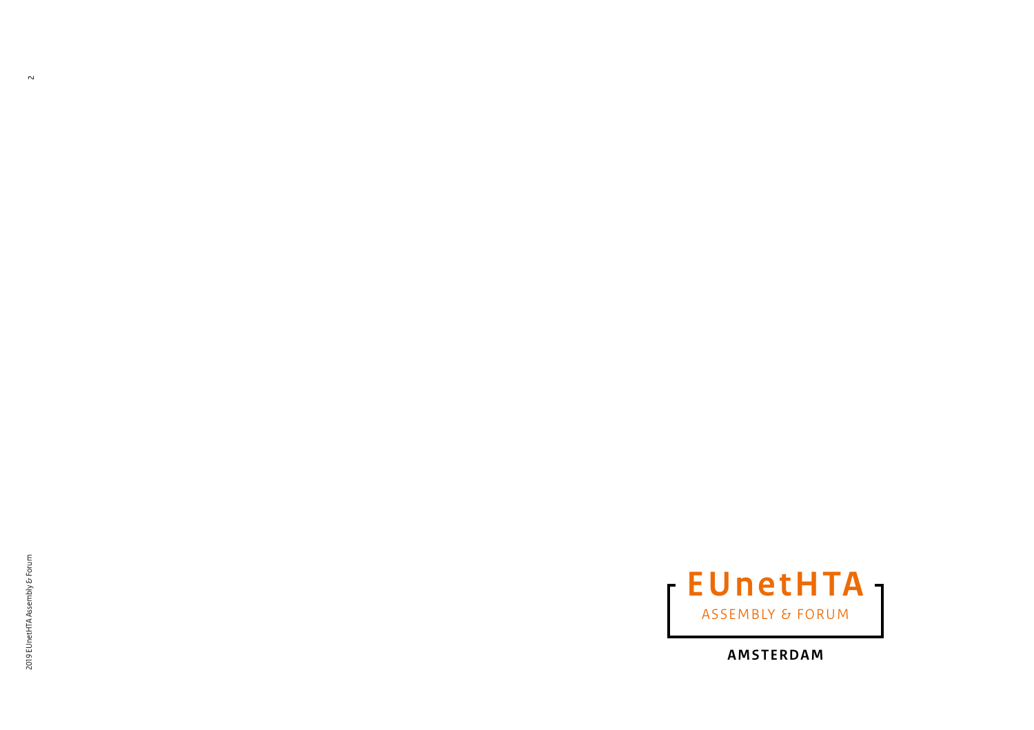EUnetHTA

ASSEMBLY & FORUM

AMSTERDAM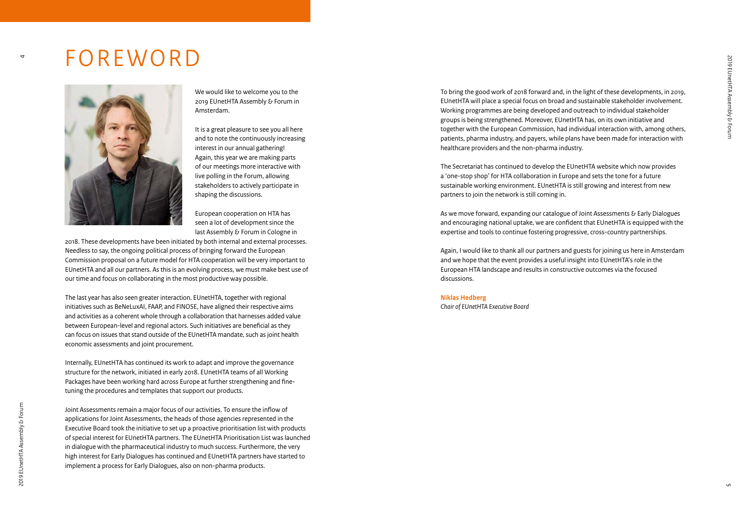# FOREWORD

We would like to welcome you to the 2019 EUnetHTA Assembly & Forum in Amsterdam.

It is a great pleasure to see you all here and to note the continuously increasing interest in our annual gathering! Again, this year we are making parts of our meetings more interactive with live polling in the Forum, allowing stakeholders to actively participate in shaping the discussions.

European cooperation on HTA has seen a lot of development since the last Assembly & Forum in Cologne in 2018. These developments have been initiated by both internal and external processes. Needless to say, the ongoing political process of bringing forward the European Commission proposal on a future model for HTA cooperation will be very important to EUnetHTA and all our partners. As this is an evolving process, we must make best use of our time and focus on collaborating in the most productive way possible.

The last year has also seen greater interaction. EUnetHTA, together with regional initiatives such as BeNeLuxAI, FAAP, and FINOSE, have aligned their respective aims and activities as a coherent whole through a collaboration that harnesses added value between European-level and regional actors. Such initiatives are beneficial as they can focus on issues that stand outside of the EUnetHTA mandate, such as joint health economic assessments and joint procurement.

Internally, EUnetHTA has continued its work to adapt and improve the governance structure for the network, initiated in early 2018. EUnetHTA teams of all Working Packages have been working hard across Europe at further strengthening and fine-tuning the procedures and templates that support our products.

Joint Assessments remain a major focus of our activities. To ensure the inflow of applications for Joint Assessments, the heads of those agencies represented in the Executive Board took the initiative to set up a proactive prioritisation list with products of special interest for EUnetHTA partners. The EUnetHTA Prioritisation List was launched in dialogue with the pharmaceutical industry to much success. Furthermore, the very high interest for Early Dialogues has continued and EUnetHTA partners have started to implement a process for Early Dialogues, also on non-pharma products.

To bring the good work of 2018 forward and, in the light of these developments, in 2019, EUnetHTA will place a special focus on broad and sustainable stakeholder involvement. Working programmes are being developed and outreach to individual stakeholder groups is being strengthened. Moreover, EUnetHTA has, on its own initiative and together with the European Commission, had individual interaction with, among others, patients, pharma industry, and payers, while plans have been made for interaction with healthcare providers and the non-pharma industry.

The Secretariat has continued to develop the EUnetHTA website which now provides a 'one-stop shop' for HTA collaboration in Europe and sets the tone for a future sustainable working environment. EUnetHTA is still growing and interest from new partners to join the network is still coming in.

As we move forward, expanding our catalogue of Joint Assessments & Early Dialogues and encouraging national uptake, we are confident that EUnetHTA is equipped with the expertise and tools to continue fostering progressive, cross-country partnerships.

Again, I would like to thank all our partners and guests for joining us here in Amsterdam and we hope that the event provides a useful insight into EUnetHTA's role in the European HTA landscape and results in constructive outcomes via the focused discussions.

**Niklas Hedberg**
*Chair of EUnetHTA Executive Board*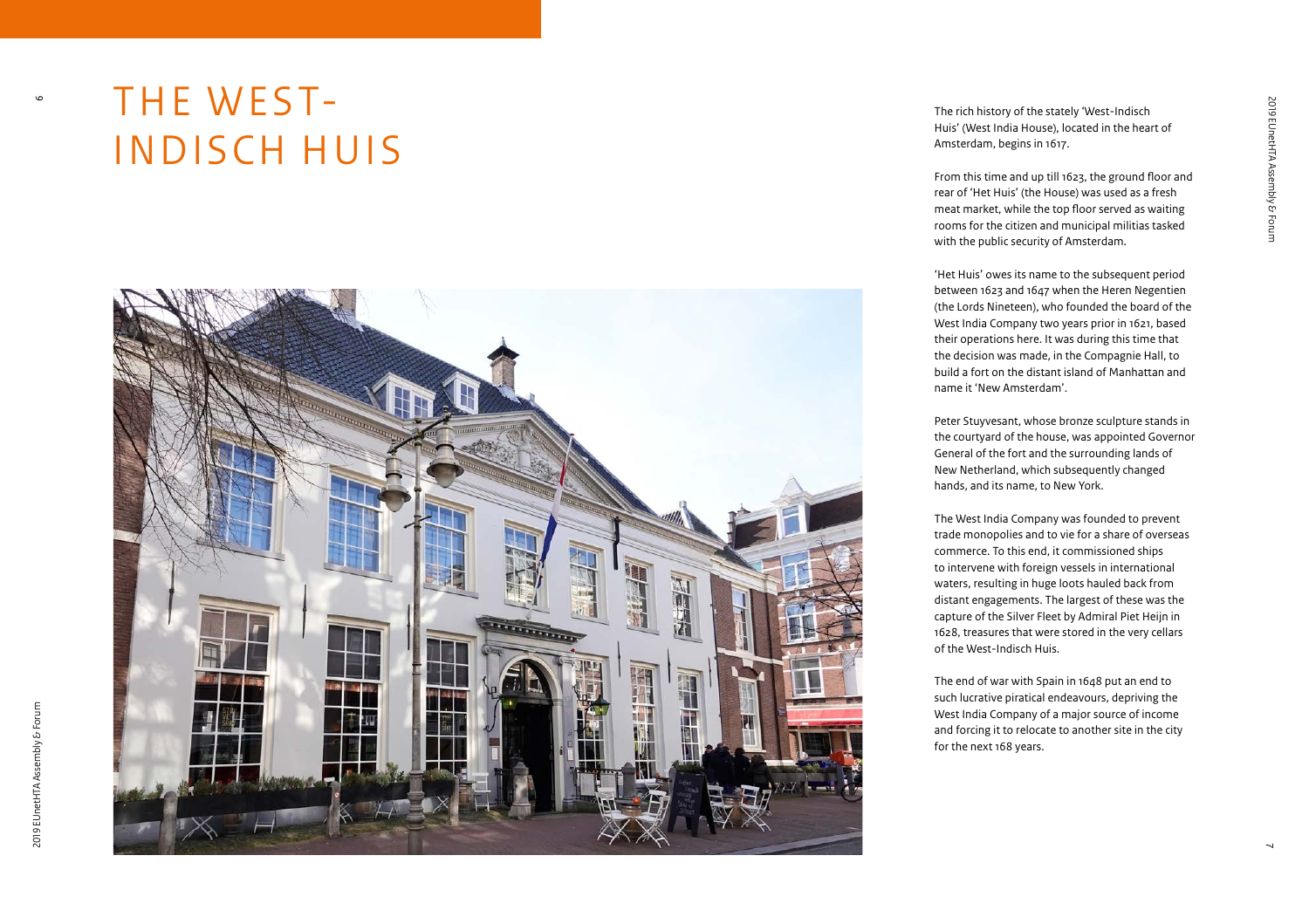# THE WEST-INDISCH HUIS

The rich history of the stately 'West-Indisch Huis' (West India House), located in the heart of Amsterdam, begins in 1617.

From this time and up till 1623, the ground floor and rear of 'Het Huis' (the House) was used as a fresh meat market, while the top floor served as waiting rooms for the citizen and municipal militias tasked with the public security of Amsterdam.

'Het Huis' owes its name to the subsequent period between 1623 and 1647 when the Heren Negentien (the Lords Nineteen), who founded the board of the West India Company two years prior in 1621, based their operations here. It was during this time that the decision was made, in the Compagnie Hall, to build a fort on the distant island of Manhattan and name it 'New Amsterdam'.

Peter Stuyvesant, whose bronze sculpture stands in the courtyard of the house, was appointed Governor General of the fort and the surrounding lands of New Netherland, which subsequently changed hands, and its name, to New York.

The West India Company was founded to prevent trade monopolies and to vie for a share of overseas commerce. To this end, it commissioned ships to intervene with foreign vessels in international waters, resulting in huge loots hauled back from distant engagements. The largest of these was the capture of the Silver Fleet by Admiral Piet Heijn in 1628, treasures that were stored in the very cellars of the West-Indisch Huis.

The end of war with Spain in 1648 put an end to such lucrative piratical endeavours, depriving the West India Company of a major source of income and forcing it to relocate to another site in the city for the next 168 years.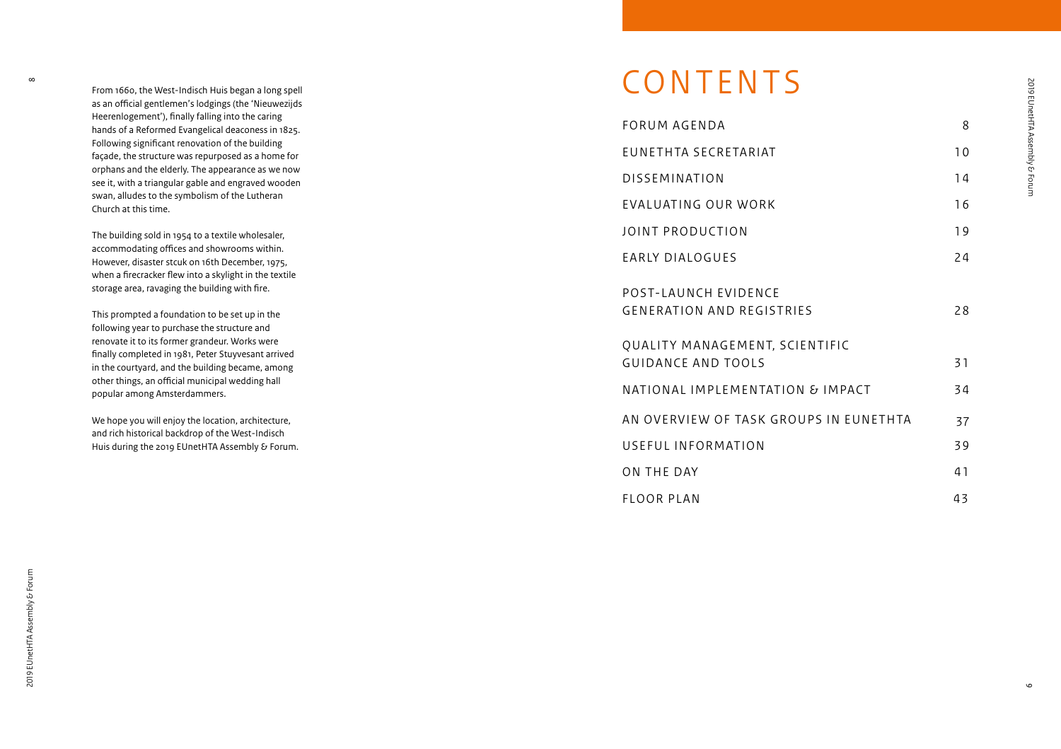From 1660, the West-Indisch Huis began a long spell as an official gentlemen's lodgings (the 'Nieuwezijds Heerenlogement'), finally falling into the caring hands of a Reformed Evangelical deaconess in 1825. Following significant renovation of the building façade, the structure was repurposed as a home for orphans and the elderly. The appearance as we now see it, with a triangular gable and engraved wooden swan, alludes to the symbolism of the Lutheran Church at this time.

The building sold in 1954 to a textile wholesaler, accommodating offices and showrooms within. However, disaster stcuk on 16th December, 1975, when a firecracker flew into a skylight in the textile storage area, ravaging the building with fire.

This prompted a foundation to be set up in the following year to purchase the structure and renovate it to its former grandeur. Works were finally completed in 1981, Peter Stuyvesant arrived in the courtyard, and the building became, among other things, an official municipal wedding hall popular among Amsterdammers.

We hope you will enjoy the location, architecture, and rich historical backdrop of the West-Indisch Huis during the 2019 EUnetHTA Assembly & Forum.

# CONTENTS

| | |
|---|---|
| FORUM AGENDA | 8 |
| EUNETHTA SECRETARIAT | 10 |
| DISSEMINATION | 14 |
| EVALUATING OUR WORK | 16 |
| JOINT PRODUCTION | 19 |
| EARLY DIALOGUES | 24 |
| POST-LAUNCH EVIDENCE GENERATION AND REGISTRIES | 28 |
| QUALITY MANAGEMENT, SCIENTIFIC GUIDANCE AND TOOLS | 31 |
| NATIONAL IMPLEMENTATION & IMPACT | 34 |
| AN OVERVIEW OF TASK GROUPS IN EUNETHTA | 37 |
| USEFUL INFORMATION | 39 |
| ON THE DAY | 41 |
| FLOOR PLAN | 43 |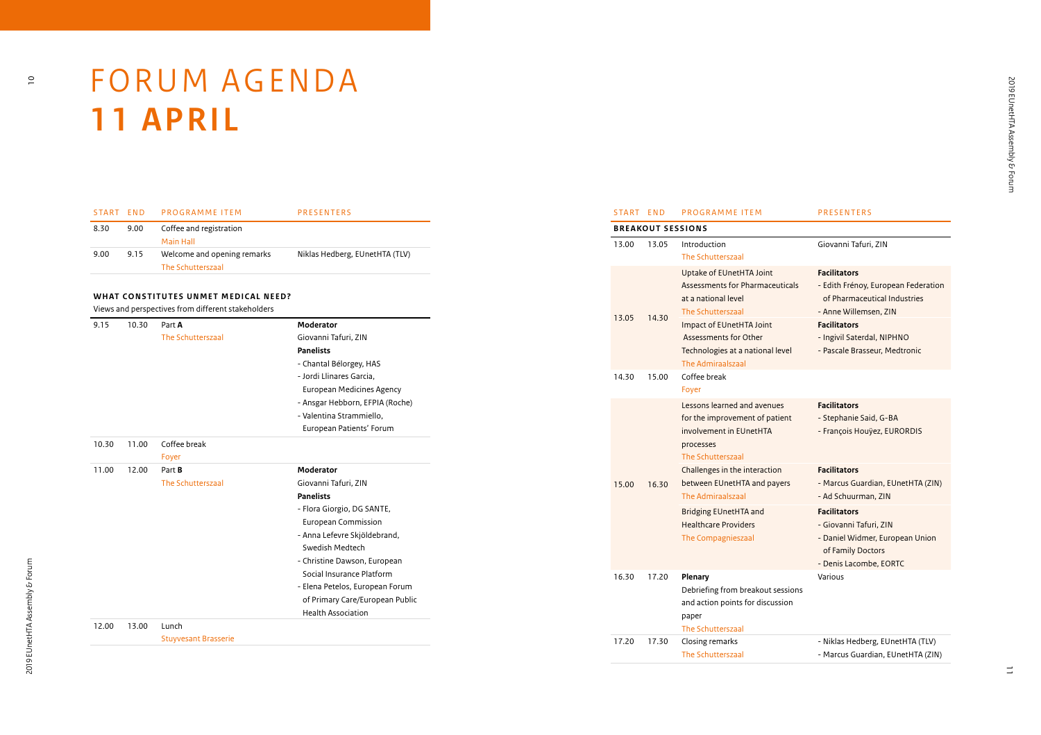# FORUM AGENDA
# 11 APRIL

| START | END | PROGRAMME ITEM | PRESENTERS |
|---|---|---|---|
| 8.30 | 9.00 | Coffee and registration<br>Main Hall | |
| 9.00 | 9.15 | Welcome and opening remarks<br>The Schutterszaal | Niklas Hedberg, EUnetHTA (TLV) |

### WHAT CONSTITUTES UNMET MEDICAL NEED?

Views and perspectives from different stakeholders

| START | END | PROGRAMME ITEM | PRESENTERS |
|---|---|---|---|
| 9.15 | 10.30 | Part **A**<br>The Schutterszaal | **Moderator**<br>Giovanni Tafuri, ZIN<br>**Panelists**<br>- Chantal Bélorgey, HAS<br>- Jordi Llinares Garcia, European Medicines Agency<br>- Ansgar Hebborn, EFPIA (Roche)<br>- Valentina Strammiello, European Patients' Forum |
| 10.30 | 11.00 | Coffee break<br>Foyer | |
| 11.00 | 12.00 | Part **B**<br>The Schutterszaal | **Moderator**<br>Giovanni Tafuri, ZIN<br>**Panelists**<br>- Flora Giorgio, DG SANTE, European Commission<br>- Anna Lefevre Skjöldebrand, Swedish Medtech<br>- Christine Dawson, European Social Insurance Platform<br>- Elena Petelos, European Forum of Primary Care/European Public Health Association |
| 12.00 | 13.00 | Lunch<br>Stuyvesant Brasserie | |

| START | END | PROGRAMME ITEM | PRESENTERS |
|---|---|---|---|
| **BREAKOUT SESSIONS** | | | |
| 13.00 | 13.05 | Introduction<br>The Schutterszaal | Giovanni Tafuri, ZIN |
| 13.05 | 14.30 | Uptake of EUnetHTA Joint Assessments for Pharmaceuticals at a national level<br>The Schutterszaal | **Facilitators**<br>- Edith Frénoy, European Federation of Pharmaceutical Industries<br>- Anne Willemsen, ZIN |
| | | Impact of EUnetHTA Joint Assessments for Other Technologies at a national level<br>The Admiraalszaal | **Facilitators**<br>- Ingvil Saterdal, NIPHNO<br>- Pascale Brasseur, Medtronic |
| 14.30 | 15.00 | Coffee break<br>Foyer | |
| 15.00 | 16.30 | Lessons learned and avenues for the improvement of patient involvement in EUnetHTA processes<br>The Schutterszaal | **Facilitators**<br>- Stephanie Said, G-BA<br>- François Houÿez, EURORDIS |
| | | Challenges in the interaction between EUnetHTA and payers<br>The Admiraalszaal | **Facilitators**<br>- Marcus Guardian, EUnetHTA (ZIN)<br>- Ad Schuurman, ZIN |
| | | Bridging EUnetHTA and Healthcare Providers<br>The Compagnieszaal | **Facilitators**<br>- Giovanni Tafuri, ZIN<br>- Daniel Widmer, European Union of Family Doctors<br>- Denis Lacombe, EORTC |
| 16.30 | 17.20 | **Plenary**<br>Debriefing from breakout sessions and action points for discussion paper<br>The Schutterszaal | Various |
| 17.20 | 17.30 | Closing remarks<br>The Schutterszaal | - Niklas Hedberg, EUnetHTA (TLV)<br>- Marcus Guardian, EUnetHTA (ZIN) |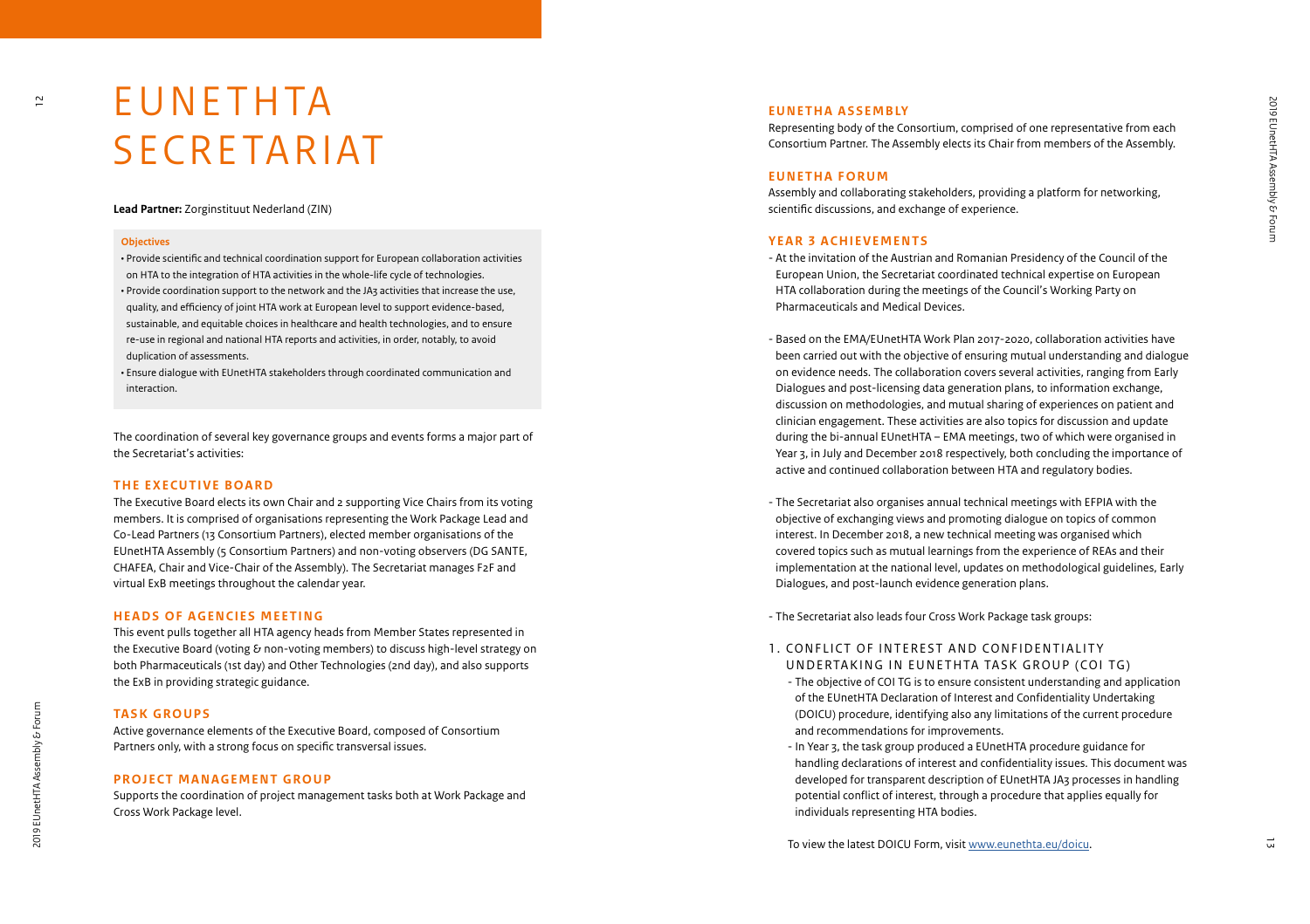# EUNETHTA SECRETARIAT

**Lead Partner:** Zorginstituut Nederland (ZIN)

**Objectives**

- Provide scientific and technical coordination support for European collaboration activities on HTA to the integration of HTA activities in the whole-life cycle of technologies.
- Provide coordination support to the network and the JA3 activities that increase the use, quality, and efficiency of joint HTA work at European level to support evidence-based, sustainable, and equitable choices in healthcare and health technologies, and to ensure re-use in regional and national HTA reports and activities, in order, notably, to avoid duplication of assessments.
- Ensure dialogue with EUnetHTA stakeholders through coordinated communication and interaction.

The coordination of several key governance groups and events forms a major part of the Secretariat's activities:

### THE EXECUTIVE BOARD

The Executive Board elects its own Chair and 2 supporting Vice Chairs from its voting members. It is comprised of organisations representing the Work Package Lead and Co-Lead Partners (13 Consortium Partners), elected member organisations of the EUnetHTA Assembly (5 Consortium Partners) and non-voting observers (DG SANTE, CHAFEA, Chair and Vice-Chair of the Assembly). The Secretariat manages F2F and virtual ExB meetings throughout the calendar year.

### HEADS OF AGENCIES MEETING

This event pulls together all HTA agency heads from Member States represented in the Executive Board (voting & non-voting members) to discuss high-level strategy on both Pharmaceuticals (1st day) and Other Technologies (2nd day), and also supports the ExB in providing strategic guidance.

### TASK GROUPS

Active governance elements of the Executive Board, composed of Consortium Partners only, with a strong focus on specific transversal issues.

### PROJECT MANAGEMENT GROUP

Supports the coordination of project management tasks both at Work Package and Cross Work Package level.

### EUNETHA ASSEMBLY

Representing body of the Consortium, comprised of one representative from each Consortium Partner. The Assembly elects its Chair from members of the Assembly.

### EUNETHA FORUM

Assembly and collaborating stakeholders, providing a platform for networking, scientific discussions, and exchange of experience.

### YEAR 3 ACHIEVEMENTS

- At the invitation of the Austrian and Romanian Presidency of the Council of the European Union, the Secretariat coordinated technical expertise on European HTA collaboration during the meetings of the Council's Working Party on Pharmaceuticals and Medical Devices.

- Based on the EMA/EUnetHTA Work Plan 2017-2020, collaboration activities have been carried out with the objective of ensuring mutual understanding and dialogue on evidence needs. The collaboration covers several activities, ranging from Early Dialogues and post-licensing data generation plans, to information exchange, discussion on methodologies, and mutual sharing of experiences on patient and clinician engagement. These activities are also topics for discussion and update during the bi-annual EUnetHTA – EMA meetings, two of which were organised in Year 3, in July and December 2018 respectively, both concluding the importance of active and continued collaboration between HTA and regulatory bodies.

- The Secretariat also organises annual technical meetings with EFPIA with the objective of exchanging views and promoting dialogue on topics of common interest. In December 2018, a new technical meeting was organised which covered topics such as mutual learnings from the experience of REAs and their implementation at the national level, updates on methodological guidelines, Early Dialogues, and post-launch evidence generation plans.

- The Secretariat also leads four Cross Work Package task groups:

1. CONFLICT OF INTEREST AND CONFIDENTIALITY UNDERTAKING IN EUNETHTA TASK GROUP (COI TG)
   - The objective of COI TG is to ensure consistent understanding and application of the EUnetHTA Declaration of Interest and Confidentiality Undertaking (DOICU) procedure, identifying also any limitations of the current procedure and recommendations for improvements.
   - In Year 3, the task group produced a EUnetHTA procedure guidance for handling declarations of interest and confidentiality issues. This document was developed for transparent description of EUnetHTA JA3 processes in handling potential conflict of interest, through a procedure that applies equally for individuals representing HTA bodies.

To view the latest DOICU Form, visit www.eunethta.eu/doicu.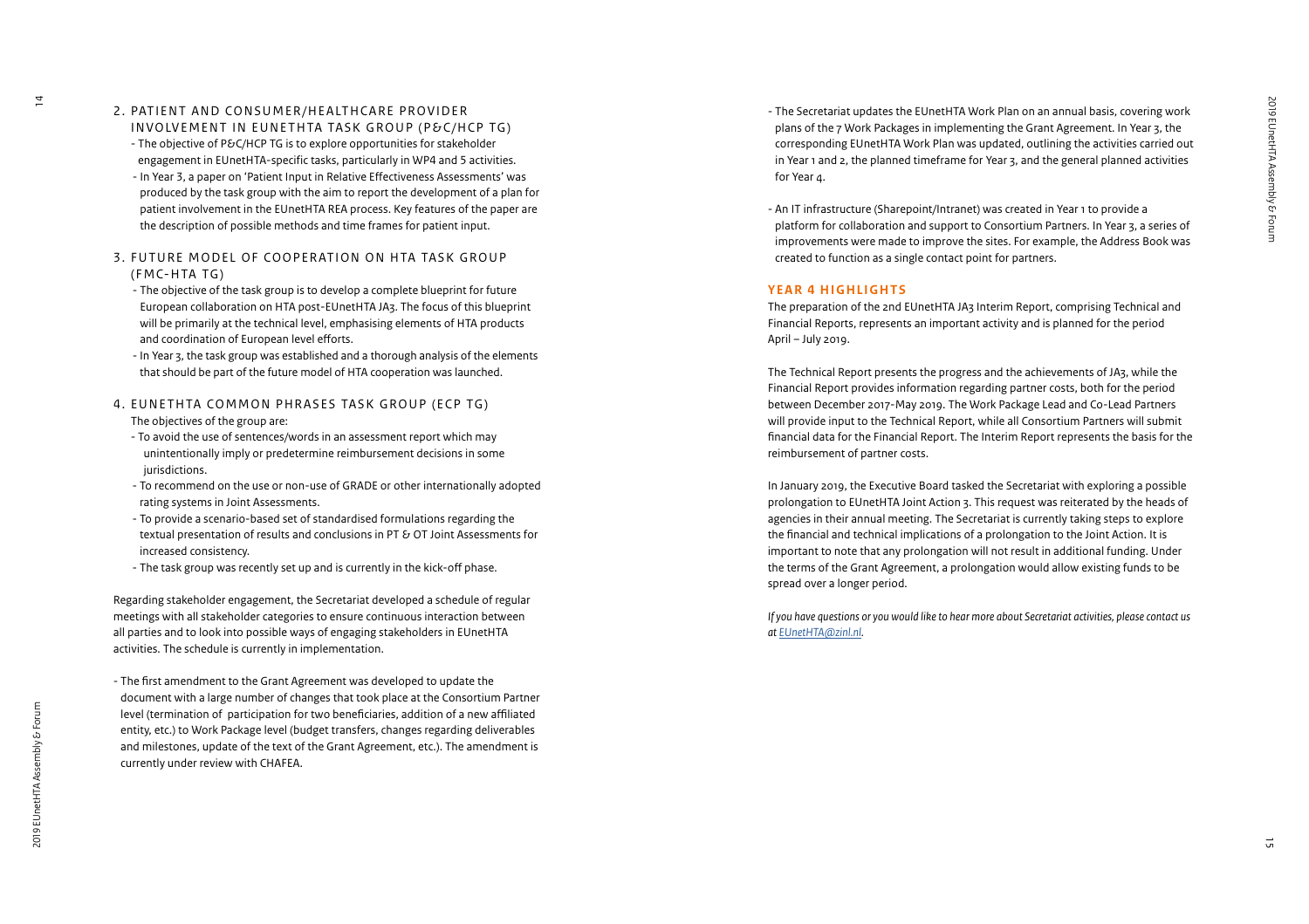2. PATIENT AND CONSUMER/HEALTHCARE PROVIDER INVOLVEMENT IN EUNETHTA TASK GROUP (P&C/HCP TG)
- The objective of P&C/HCP TG is to explore opportunities for stakeholder engagement in EUnetHTA-specific tasks, particularly in WP4 and 5 activities.
- In Year 3, a paper on 'Patient Input in Relative Effectiveness Assessments' was produced by the task group with the aim to report the development of a plan for patient involvement in the EUnetHTA REA process. Key features of the paper are the description of possible methods and time frames for patient input.

3. FUTURE MODEL OF COOPERATION ON HTA TASK GROUP (FMC-HTA TG)
- The objective of the task group is to develop a complete blueprint for future European collaboration on HTA post-EUnetHTA JA3. The focus of this blueprint will be primarily at the technical level, emphasising elements of HTA products and coordination of European level efforts.
- In Year 3, the task group was established and a thorough analysis of the elements that should be part of the future model of HTA cooperation was launched.

4. EUNETHTA COMMON PHRASES TASK GROUP (ECP TG)
The objectives of the group are:
- To avoid the use of sentences/words in an assessment report which may unintentionally imply or predetermine reimbursement decisions in some jurisdictions.
- To recommend on the use or non-use of GRADE or other internationally adopted rating systems in Joint Assessments.
- To provide a scenario-based set of standardised formulations regarding the textual presentation of results and conclusions in PT & OT Joint Assessments for increased consistency.
- The task group was recently set up and is currently in the kick-off phase.

Regarding stakeholder engagement, the Secretariat developed a schedule of regular meetings with all stakeholder categories to ensure continuous interaction between all parties and to look into possible ways of engaging stakeholders in EUnetHTA activities. The schedule is currently in implementation.

- The first amendment to the Grant Agreement was developed to update the document with a large number of changes that took place at the Consortium Partner level (termination of participation for two beneficiaries, addition of a new affiliated entity, etc.) to Work Package level (budget transfers, changes regarding deliverables and milestones, update of the text of the Grant Agreement, etc.). The amendment is currently under review with CHAFEA.

- The Secretariat updates the EUnetHTA Work Plan on an annual basis, covering work plans of the 7 Work Packages in implementing the Grant Agreement. In Year 3, the corresponding EUnetHTA Work Plan was updated, outlining the activities carried out in Year 1 and 2, the planned timeframe for Year 3, and the general planned activities for Year 4.

- An IT infrastructure (Sharepoint/Intranet) was created in Year 1 to provide a platform for collaboration and support to Consortium Partners. In Year 3, a series of improvements were made to improve the sites. For example, the Address Book was created to function as a single contact point for partners.

## YEAR 4 HIGHLIGHTS

The preparation of the 2nd EUnetHTA JA3 Interim Report, comprising Technical and Financial Reports, represents an important activity and is planned for the period April – July 2019.

The Technical Report presents the progress and the achievements of JA3, while the Financial Report provides information regarding partner costs, both for the period between December 2017-May 2019. The Work Package Lead and Co-Lead Partners will provide input to the Technical Report, while all Consortium Partners will submit financial data for the Financial Report. The Interim Report represents the basis for the reimbursement of partner costs.

In January 2019, the Executive Board tasked the Secretariat with exploring a possible prolongation to EUnetHTA Joint Action 3. This request was reiterated by the heads of agencies in their annual meeting. The Secretariat is currently taking steps to explore the financial and technical implications of a prolongation to the Joint Action. It is important to note that any prolongation will not result in additional funding. Under the terms of the Grant Agreement, a prolongation would allow existing funds to be spread over a longer period.

*If you have questions or you would like to hear more about Secretariat activities, please contact us at EUnetHTA@zinl.nl.*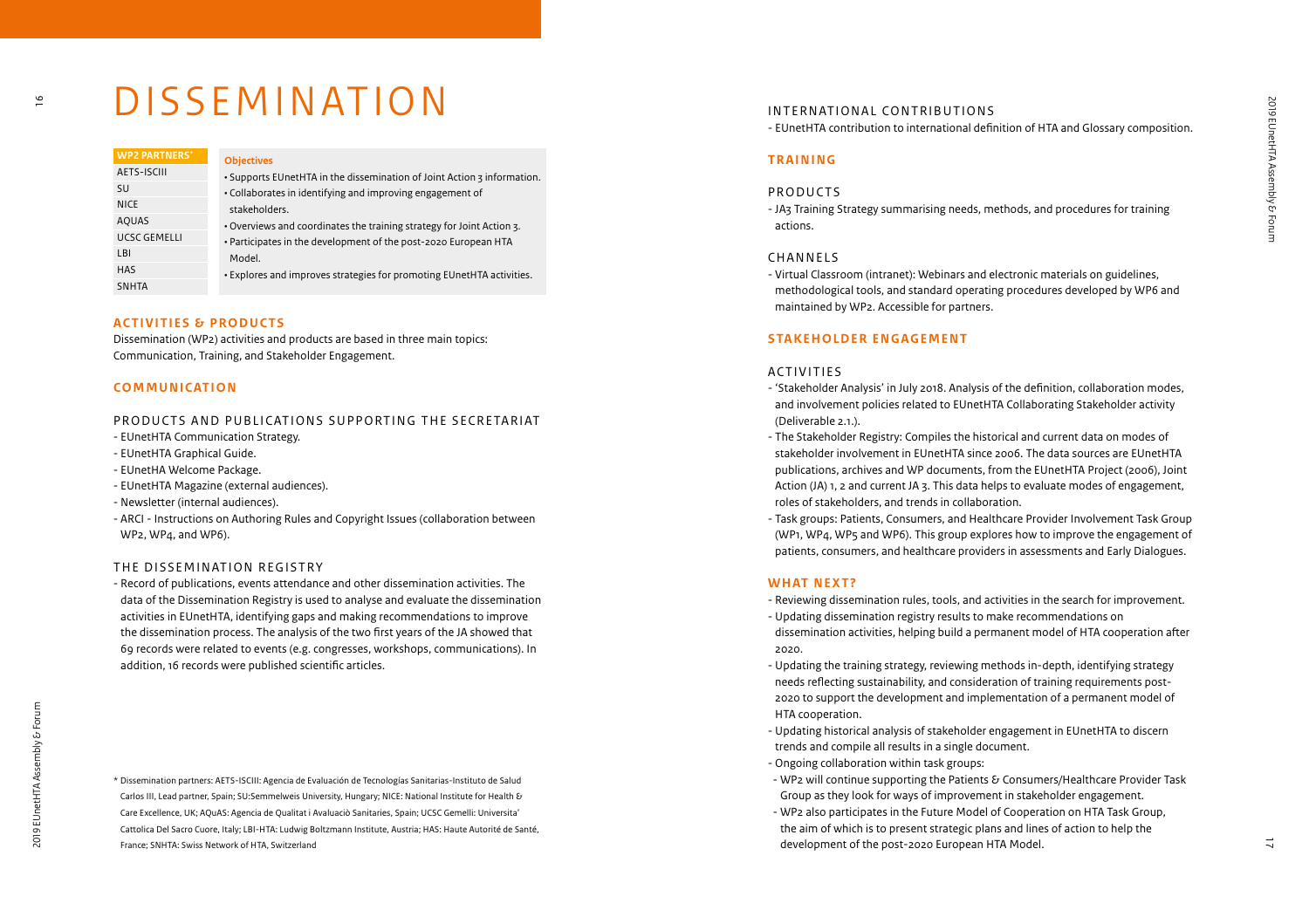# DISSEMINATION

| WP2 PARTNERS* | Objectives |
| --- | --- |
| AETS-ISCIII | • Supports EUnetHTA in the dissemination of Joint Action 3 information. |
| SU | • Collaborates in identifying and improving engagement of stakeholders. |
| NICE | • Overviews and coordinates the training strategy for Joint Action 3. |
| AQUAS | • Participates in the development of the post-2020 European HTA Model. |
| UCSC GEMELLI | • Explores and improves strategies for promoting EUnetHTA activities. |
| LBI | |
| HAS | |
| SNHTA | |

## ACTIVITIES & PRODUCTS

Dissemination (WP2) activities and products are based in three main topics: Communication, Training, and Stakeholder Engagement.

## COMMUNICATION

### PRODUCTS AND PUBLICATIONS SUPPORTING THE SECRETARIAT

- EUnetHTA Communication Strategy.
- EUnetHTA Graphical Guide.
- EUnetHA Welcome Package.
- EUnetHTA Magazine (external audiences).
- Newsletter (internal audiences).
- ARCI - Instructions on Authoring Rules and Copyright Issues (collaboration between WP2, WP4, and WP6).

### THE DISSEMINATION REGISTRY

- Record of publications, events attendance and other dissemination activities. The data of the Dissemination Registry is used to analyse and evaluate the dissemination activities in EUnetHTA, identifying gaps and making recommendations to improve the dissemination process. The analysis of the two first years of the JA showed that 69 records were related to events (e.g. congresses, workshops, communications). In addition, 16 records were published scientific articles.

\* Dissemination partners: AETS-ISCIII: Agencia de Evaluación de Tecnologías Sanitarias-Instituto de Salud Carlos III, Lead partner, Spain; SU:Semmelweis University, Hungary; NICE: National Institute for Health & Care Excellence, UK; AQuAS: Agencia de Qualitat i Avaluaciò Sanitaries, Spain; UCSC Gemelli: Universita' Cattolica Del Sacro Cuore, Italy; LBI-HTA: Ludwig Boltzmann Institute, Austria; HAS: Haute Autorité de Santé, France; SNHTA: Swiss Network of HTA, Switzerland

### INTERNATIONAL CONTRIBUTIONS

- EUnetHTA contribution to international definition of HTA and Glossary composition.

## TRAINING

### PRODUCTS

- JA3 Training Strategy summarising needs, methods, and procedures for training actions.

### CHANNELS

- Virtual Classroom (intranet): Webinars and electronic materials on guidelines, methodological tools, and standard operating procedures developed by WP6 and maintained by WP2. Accessible for partners.

## STAKEHOLDER ENGAGEMENT

### ACTIVITIES

- 'Stakeholder Analysis' in July 2018. Analysis of the definition, collaboration modes, and involvement policies related to EUnetHTA Collaborating Stakeholder activity (Deliverable 2.1.).
- The Stakeholder Registry: Compiles the historical and current data on modes of stakeholder involvement in EUnetHTA since 2006. The data sources are EUnetHTA publications, archives and WP documents, from the EUnetHTA Project (2006), Joint Action (JA) 1, 2 and current JA 3. This data helps to evaluate modes of engagement, roles of stakeholders, and trends in collaboration.
- Task groups: Patients, Consumers, and Healthcare Provider Involvement Task Group (WP1, WP4, WP5 and WP6). This group explores how to improve the engagement of patients, consumers, and healthcare providers in assessments and Early Dialogues.

## WHAT NEXT?

- Reviewing dissemination rules, tools, and activities in the search for improvement.
- Updating dissemination registry results to make recommendations on dissemination activities, helping build a permanent model of HTA cooperation after 2020.
- Updating the training strategy, reviewing methods in-depth, identifying strategy needs reflecting sustainability, and consideration of training requirements post-2020 to support the development and implementation of a permanent model of HTA cooperation.
- Updating historical analysis of stakeholder engagement in EUnetHTA to discern trends and compile all results in a single document.
- Ongoing collaboration within task groups:
  - WP2 will continue supporting the Patients & Consumers/Healthcare Provider Task Group as they look for ways of improvement in stakeholder engagement.
  - WP2 also participates in the Future Model of Cooperation on HTA Task Group, the aim of which is to present strategic plans and lines of action to help the development of the post-2020 European HTA Model.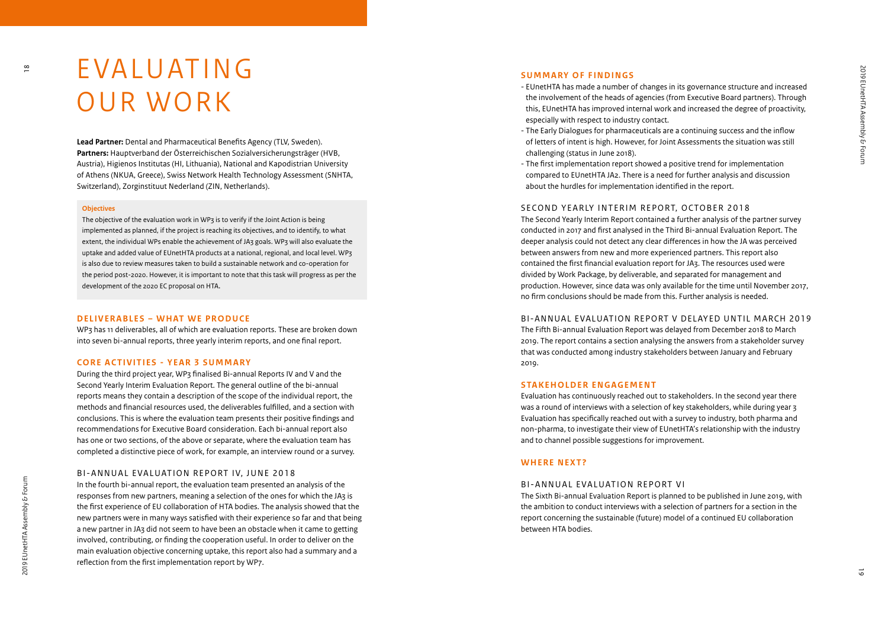# EVALUATING OUR WORK

**Lead Partner:** Dental and Pharmaceutical Benefits Agency (TLV, Sweden).
**Partners:** Hauptverband der Österreichischen Sozialversicherungsträger (HVB, Austria), Higienos Institutas (HI, Lithuania), National and Kapodistrian University of Athens (NKUA, Greece), Swiss Network Health Technology Assessment (SNHTA, Switzerland), Zorginstituut Nederland (ZIN, Netherlands).

**Objectives**

The objective of the evaluation work in WP3 is to verify if the Joint Action is being implemented as planned, if the project is reaching its objectives, and to identify, to what extent, the individual WPs enable the achievement of JA3 goals. WP3 will also evaluate the uptake and added value of EUnetHTA products at a national, regional, and local level. WP3 is also due to review measures taken to build a sustainable network and co-operation for the period post-2020. However, it is important to note that this task will progress as per the development of the 2020 EC proposal on HTA.

## DELIVERABLES – WHAT WE PRODUCE

WP3 has 11 deliverables, all of which are evaluation reports. These are broken down into seven bi-annual reports, three yearly interim reports, and one final report.

## CORE ACTIVITIES - YEAR 3 SUMMARY

During the third project year, WP3 finalised Bi-annual Reports IV and V and the Second Yearly Interim Evaluation Report. The general outline of the bi-annual reports means they contain a description of the scope of the individual report, the methods and financial resources used, the deliverables fulfilled, and a section with conclusions. This is where the evaluation team presents their positive findings and recommendations for Executive Board consideration. Each bi-annual report also has one or two sections, of the above or separate, where the evaluation team has completed a distinctive piece of work, for example, an interview round or a survey.

### BI-ANNUAL EVALUATION REPORT IV, JUNE 2018

In the fourth bi-annual report, the evaluation team presented an analysis of the responses from new partners, meaning a selection of the ones for which the JA3 is the first experience of EU collaboration of HTA bodies. The analysis showed that the new partners were in many ways satisfied with their experience so far and that being a new partner in JA3 did not seem to have been an obstacle when it came to getting involved, contributing, or finding the cooperation useful. In order to deliver on the main evaluation objective concerning uptake, this report also had a summary and a reflection from the first implementation report by WP7.

## SUMMARY OF FINDINGS

- EUnetHTA has made a number of changes in its governance structure and increased the involvement of the heads of agencies (from Executive Board partners). Through this, EUnetHTA has improved internal work and increased the degree of proactivity, especially with respect to industry contact.
- The Early Dialogues for pharmaceuticals are a continuing success and the inflow of letters of intent is high. However, for Joint Assessments the situation was still challenging (status in June 2018).
- The first implementation report showed a positive trend for implementation compared to EUnetHTA JA2. There is a need for further analysis and discussion about the hurdles for implementation identified in the report.

### SECOND YEARLY INTERIM REPORT, OCTOBER 2018

The Second Yearly Interim Report contained a further analysis of the partner survey conducted in 2017 and first analysed in the Third Bi-annual Evaluation Report. The deeper analysis could not detect any clear differences in how the JA was perceived between answers from new and more experienced partners. This report also contained the first financial evaluation report for JA3. The resources used were divided by Work Package, by deliverable, and separated for management and production. However, since data was only available for the time until November 2017, no firm conclusions should be made from this. Further analysis is needed.

### BI-ANNUAL EVALUATION REPORT V DELAYED UNTIL MARCH 2019

The Fifth Bi-annual Evaluation Report was delayed from December 2018 to March 2019. The report contains a section analysing the answers from a stakeholder survey that was conducted among industry stakeholders between January and February 2019.

## STAKEHOLDER ENGAGEMENT

Evaluation has continuously reached out to stakeholders. In the second year there was a round of interviews with a selection of key stakeholders, while during year 3 Evaluation has specifically reached out with a survey to industry, both pharma and non-pharma, to investigate their view of EUnetHTA's relationship with the industry and to channel possible suggestions for improvement.

## WHERE NEXT?

### BI-ANNUAL EVALUATION REPORT VI

The Sixth Bi-annual Evaluation Report is planned to be published in June 2019, with the ambition to conduct interviews with a selection of partners for a section in the report concerning the sustainable (future) model of a continued EU collaboration between HTA bodies.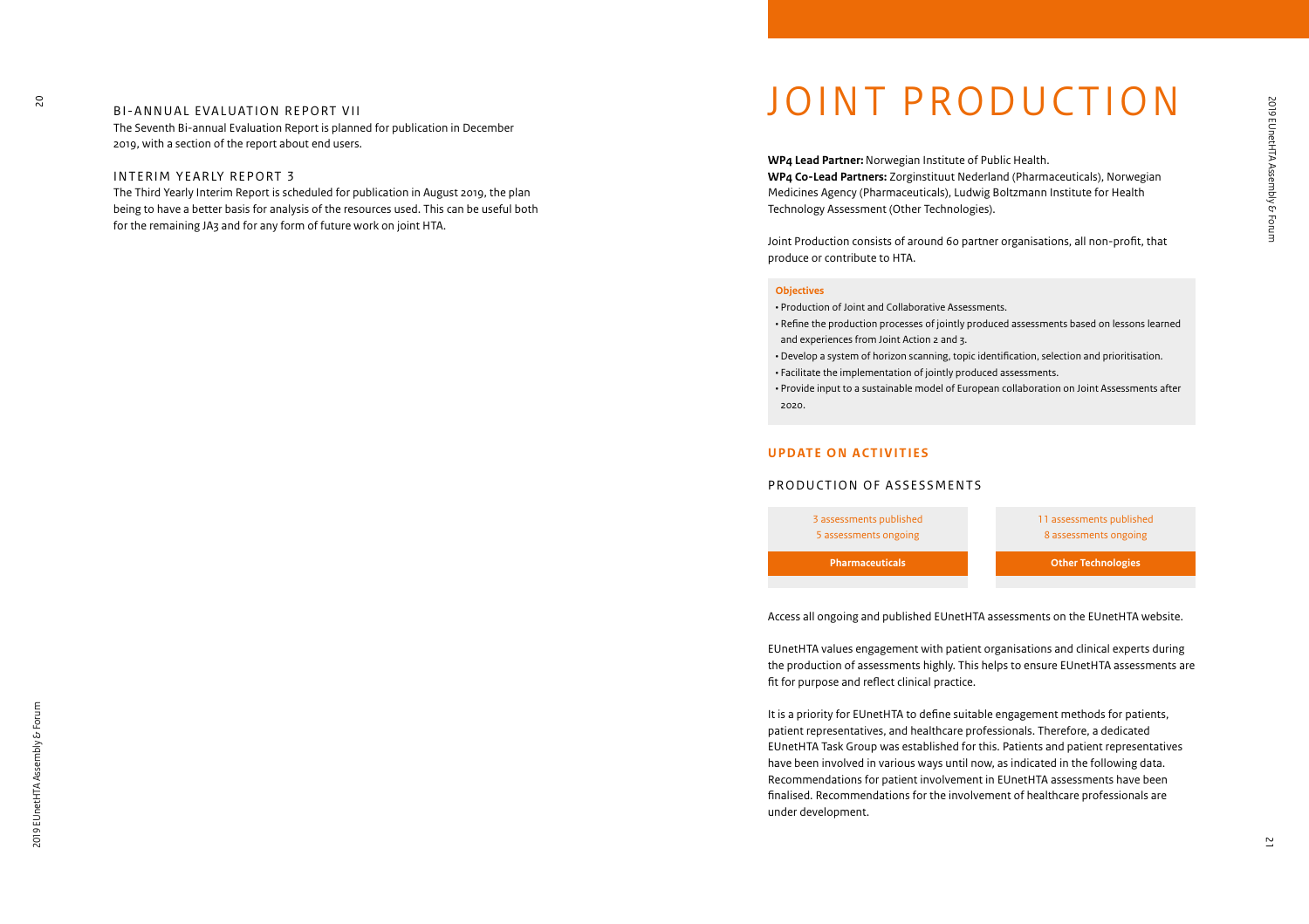### BI-ANNUAL EVALUATION REPORT VII

The Seventh Bi-annual Evaluation Report is planned for publication in December 2019, with a section of the report about end users.

### INTERIM YEARLY REPORT 3

The Third Yearly Interim Report is scheduled for publication in August 2019, the plan being to have a better basis for analysis of the resources used. This can be useful both for the remaining JA3 and for any form of future work on joint HTA.

# JOINT PRODUCTION

**WP4 Lead Partner:** Norwegian Institute of Public Health.
**WP4 Co-Lead Partners:** Zorginstituut Nederland (Pharmaceuticals), Norwegian Medicines Agency (Pharmaceuticals), Ludwig Boltzmann Institute for Health Technology Assessment (Other Technologies).

Joint Production consists of around 60 partner organisations, all non-profit, that produce or contribute to HTA.

**Objectives**

- Production of Joint and Collaborative Assessments.
- Refine the production processes of jointly produced assessments based on lessons learned and experiences from Joint Action 2 and 3.
- Develop a system of horizon scanning, topic identification, selection and prioritisation.
- Facilitate the implementation of jointly produced assessments.
- Provide input to a sustainable model of European collaboration on Joint Assessments after 2020.

## UPDATE ON ACTIVITIES

### PRODUCTION OF ASSESSMENTS

| Pharmaceuticals | Other Technologies |
| --- | --- |
| 3 assessments published<br>5 assessments ongoing | 11 assessments published<br>8 assessments ongoing |

Access all ongoing and published EUnetHTA assessments on the EUnetHTA website.

EUnetHTA values engagement with patient organisations and clinical experts during the production of assessments highly. This helps to ensure EUnetHTA assessments are fit for purpose and reflect clinical practice.

It is a priority for EUnetHTA to define suitable engagement methods for patients, patient representatives, and healthcare professionals. Therefore, a dedicated EUnetHTA Task Group was established for this. Patients and patient representatives have been involved in various ways until now, as indicated in the following data. Recommendations for patient involvement in EUnetHTA assessments have been finalised. Recommendations for the involvement of healthcare professionals are under development.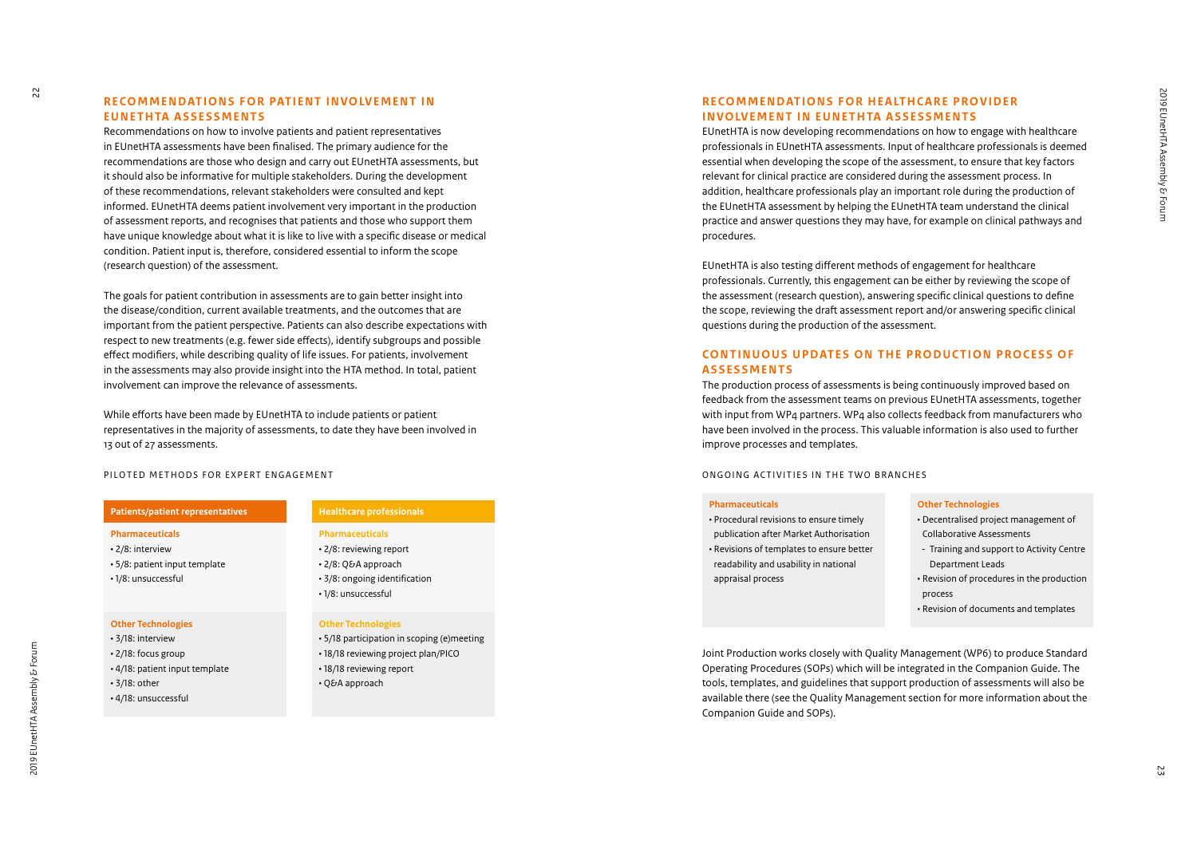## RECOMMENDATIONS FOR PATIENT INVOLVEMENT IN EUNETHTA ASSESSMENTS

Recommendations on how to involve patients and patient representatives in EUnetHTA assessments have been finalised. The primary audience for the recommendations are those who design and carry out EUnetHTA assessments, but it should also be informative for multiple stakeholders. During the development of these recommendations, relevant stakeholders were consulted and kept informed. EUnetHTA deems patient involvement very important in the production of assessment reports, and recognises that patients and those who support them have unique knowledge about what it is like to live with a specific disease or medical condition. Patient input is, therefore, considered essential to inform the scope (research question) of the assessment.

The goals for patient contribution in assessments are to gain better insight into the disease/condition, current available treatments, and the outcomes that are important from the patient perspective. Patients can also describe expectations with respect to new treatments (e.g. fewer side effects), identify subgroups and possible effect modifiers, while describing quality of life issues. For patients, involvement in the assessments may also provide insight into the HTA method. In total, patient involvement can improve the relevance of assessments.

While efforts have been made by EUnetHTA to include patients or patient representatives in the majority of assessments, to date they have been involved in 13 out of 27 assessments.

PILOTED METHODS FOR EXPERT ENGAGEMENT

| Patients/patient representatives | Healthcare professionals |
|---|---|
| **Pharmaceuticals**<br>• 2/8: interview<br>• 5/8: patient input template<br>• 1/8: unsuccessful | **Pharmaceuticals**<br>• 2/8: reviewing report<br>• 2/8: Q&A approach<br>• 3/8: ongoing identification<br>• 1/8: unsuccessful |
| **Other Technologies**<br>• 3/18: interview<br>• 2/18: focus group<br>• 4/18: patient input template<br>• 3/18: other<br>• 4/18: unsuccessful | **Other Technologies**<br>• 5/18 participation in scoping (e)meeting<br>• 18/18 reviewing project plan/PICO<br>• 18/18 reviewing report<br>• Q&A approach |

## RECOMMENDATIONS FOR HEALTHCARE PROVIDER INVOLVEMENT IN EUNETHTA ASSESSMENTS

EUnetHTA is now developing recommendations on how to engage with healthcare professionals in EUnetHTA assessments. Input of healthcare professionals is deemed essential when developing the scope of the assessment, to ensure that key factors relevant for clinical practice are considered during the assessment process. In addition, healthcare professionals play an important role during the production of the EUnetHTA assessment by helping the EUnetHTA team understand the clinical practice and answer questions they may have, for example on clinical pathways and procedures.

EUnetHTA is also testing different methods of engagement for healthcare professionals. Currently, this engagement can be either by reviewing the scope of the assessment (research question), answering specific clinical questions to define the scope, reviewing the draft assessment report and/or answering specific clinical questions during the production of the assessment.

## CONTINUOUS UPDATES ON THE PRODUCTION PROCESS OF ASSESSMENTS

The production process of assessments is being continuously improved based on feedback from the assessment teams on previous EUnetHTA assessments, together with input from WP4 partners. WP4 also collects feedback from manufacturers who have been involved in the process. This valuable information is also used to further improve processes and templates.

ONGOING ACTIVITIES IN THE TWO BRANCHES

| Pharmaceuticals | Other Technologies |
|---|---|
| • Procedural revisions to ensure timely publication after Market Authorisation<br>• Revisions of templates to ensure better readability and usability in national appraisal process | • Decentralised project management of Collaborative Assessments<br>- Training and support to Activity Centre Department Leads<br>• Revision of procedures in the production process<br>• Revision of documents and templates |

Joint Production works closely with Quality Management (WP6) to produce Standard Operating Procedures (SOPs) which will be integrated in the Companion Guide. The tools, templates, and guidelines that support production of assessments will also be available there (see the Quality Management section for more information about the Companion Guide and SOPs).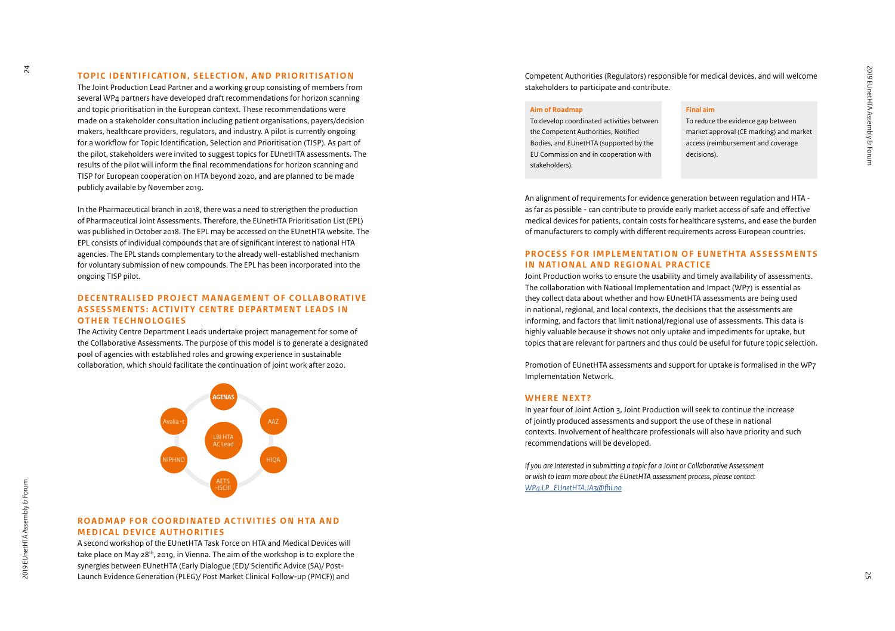## TOPIC IDENTIFICATION, SELECTION, AND PRIORITISATION

The Joint Production Lead Partner and a working group consisting of members from several WP4 partners have developed draft recommendations for horizon scanning and topic prioritisation in the European context. These recommendations were made on a stakeholder consultation including patient organisations, payers/decision makers, healthcare providers, regulators, and industry. A pilot is currently ongoing for a workflow for Topic Identification, Selection and Prioritisation (TISP). As part of the pilot, stakeholders were invited to suggest topics for EUnetHTA assessments. The results of the pilot will inform the final recommendations for horizon scanning and TISP for European cooperation on HTA beyond 2020, and are planned to be made publicly available by November 2019.

In the Pharmaceutical branch in 2018, there was a need to strengthen the production of Pharmaceutical Joint Assessments. Therefore, the EUnetHTA Prioritisation List (EPL) was published in October 2018. The EPL may be accessed on the EUnetHTA website. The EPL consists of individual compounds that are of significant interest to national HTA agencies. The EPL stands complementary to the already well-established mechanism for voluntary submission of new compounds. The EPL has been incorporated into the ongoing TISP pilot.

## DECENTRALISED PROJECT MANAGEMENT OF COLLABORATIVE ASSESSMENTS: ACTIVITY CENTRE DEPARTMENT LEADS IN OTHER TECHNOLOGIES

The Activity Centre Department Leads undertake project management for some of the Collaborative Assessments. The purpose of this model is to generate a designated pool of agencies with established roles and growing experience in sustainable collaboration, which should facilitate the continuation of joint work after 2020.

LBI HTA AC Lead — AGENAS, AAZ, HIQA, AETS-ISCIII, NIPHNO, Avalia-t

## ROADMAP FOR COORDINATED ACTIVITIES ON HTA AND MEDICAL DEVICE AUTHORITIES

A second workshop of the EUnetHTA Task Force on HTA and Medical Devices will take place on May 28th, 2019, in Vienna. The aim of the workshop is to explore the synergies between EUnetHTA (Early Dialogue (ED)/ Scientific Advice (SA)/ Post-Launch Evidence Generation (PLEG)/ Post Market Clinical Follow-up (PMCF)) and Competent Authorities (Regulators) responsible for medical devices, and will welcome stakeholders to participate and contribute.

**Aim of Roadmap**

To develop coordinated activities between the Competent Authorities, Notified Bodies, and EUnetHTA (supported by the EU Commission and in cooperation with stakeholders).

**Final aim**

To reduce the evidence gap between market approval (CE marking) and market access (reimbursement and coverage decisions).

An alignment of requirements for evidence generation between regulation and HTA - as far as possible - can contribute to provide early market access of safe and effective medical devices for patients, contain costs for healthcare systems, and ease the burden of manufacturers to comply with different requirements across European countries.

## PROCESS FOR IMPLEMENTATION OF EUNETHTA ASSESSMENTS IN NATIONAL AND REGIONAL PRACTICE

Joint Production works to ensure the usability and timely availability of assessments. The collaboration with National Implementation and Impact (WP7) is essential as they collect data about whether and how EUnetHTA assessments are being used in national, regional, and local contexts, the decisions that the assessments are informing, and factors that limit national/regional use of assessments. This data is highly valuable because it shows not only uptake and impediments for uptake, but topics that are relevant for partners and thus could be useful for future topic selection.

Promotion of EUnetHTA assessments and support for uptake is formalised in the WP7 Implementation Network.

## WHERE NEXT?

In year four of Joint Action 3, Joint Production will seek to continue the increase of jointly produced assessments and support the use of these in national contexts. Involvement of healthcare professionals will also have priority and such recommendations will be developed.

*If you are Interested in submitting a topic for a Joint or Collaborative Assessment or wish to learn more about the EUnetHTA assessment process, please contact WP4.LP_EUnetHTA.JA3@fhi.no*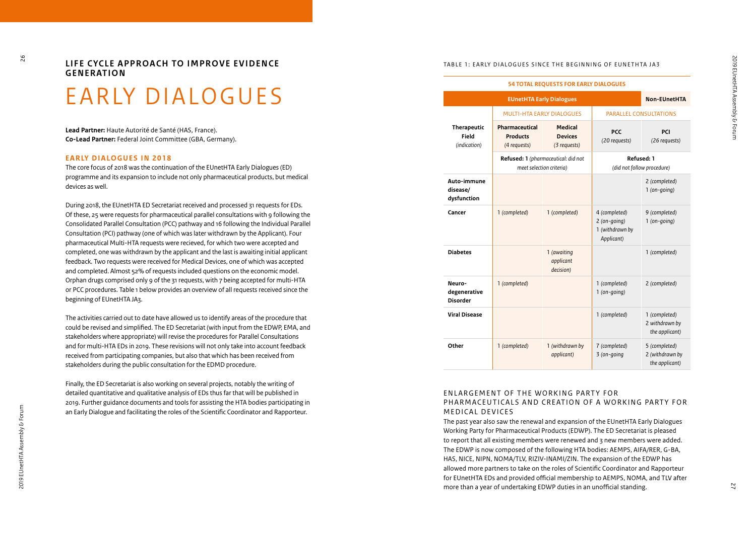## LIFE CYCLE APPROACH TO IMPROVE EVIDENCE GENERATION

# EARLY DIALOGUES

**Lead Partner:** Haute Autorité de Santé (HAS, France).
**Co-Lead Partner:** Federal Joint Committee (GBA, Germany).

### EARLY DIALOGUES IN 2018

The core focus of 2018 was the continuation of the EUnetHTA Early Dialogues (ED) programme and its expansion to include not only pharmaceutical products, but medical devices as well.

During 2018, the EUnetHTA ED Secretariat received and processed 31 requests for EDs. Of these, 25 were requests for pharmaceutical parallel consultations with 9 following the Consolidated Parallel Consultation (PCC) pathway and 16 following the Individual Parallel Consultation (PCI) pathway (one of which was later withdrawn by the Applicant). Four pharmaceutical Multi-HTA requests were recieved, for which two were accepted and completed, one was withdrawn by the applicant and the last is awaiting initial applicant feedback. Two requests were received for Medical Devices, one of which was accepted and completed. Almost 52% of requests included questions on the economic model. Orphan drugs comprised only 9 of the 31 requests, with 7 being accepted for multi-HTA or PCC procedures. Table 1 below provides an overview of all requests received since the beginning of EUnetHTA JA3.

The activities carried out to date have allowed us to identify areas of the procedure that could be revised and simplified. The ED Secretariat (with input from the EDWP, EMA, and stakeholders where appropriate) will revise the procedures for Parallel Consultations and for multi-HTA EDs in 2019. These revisions will not only take into account feedback received from participating companies, but also that which has been received from stakeholders during the public consultation for the EDMD procedure.

Finally, the ED Secretariat is also working on several projects, notably the writing of detailed quantitative and qualitative analysis of EDs thus far that will be published in 2019. Further guidance documents and tools for assisting the HTA bodies participating in an Early Dialogue and facilitating the roles of the Scientific Coordinator and Rapporteur.

TABLE 1: EARLY DIALOGUES SINCE THE BEGINNING OF EUNETHTA JA3

| 54 TOTAL REQUESTS FOR EARLY DIALOGUES | | | | |
|---|---|---|---|---|
| | EUnetHTA Early Dialogues | | | Non-EUnetHTA |
| | MULTI-HTA EARLY DIALOGUES | | PARALLEL CONSULTATIONS | |
| **Therapeutic Field** *(indication)* | **Pharmaceutical Products** *(4 requests)* | **Medical Devices** *(3 requests)* | **PCC** *(20 requests)* | **PCI** *(26 requests)* |
| | **Refused: 1** *(pharmaceutical: did not meet selection criteria)* | | **Refused: 1** *(did not follow procedure)* | |
| **Auto-immune disease/ dysfunction** | | | | 2 *(completed)* 1 *(on-going)* |
| **Cancer** | 1 *(completed)* | 1 *(completed)* | 4 *(completed)* 2 *(on-going)* 1 *(withdrawn by Applicant)* | 9 *(completed)* 1 *(on-going)* |
| **Diabetes** | | 1 *(awaiting applicant decision)* | | 1 *(completed)* |
| **Neuro-degenerative Disorder** | 1 *(completed)* | | 1 *(completed)* 1 *(on-going)* | 2 *(completed)* |
| **Viral Disease** | | | 1 *(completed)* | 1 *(completed)* 2 *withdrawn by the applicant)* |
| **Other** | 1 *(completed)* | 1 *(withdrawn by applicant)* | 7 *(completed)* 3 *(on-going* | 5 *(completed)* 2 *(withdrawn by the applicant)* |

### ENLARGEMENT OF THE WORKING PARTY FOR PHARMACEUTICALS AND CREATION OF A WORKING PARTY FOR MEDICAL DEVICES

The past year also saw the renewal and expansion of the EUnetHTA Early Dialogues Working Party for Pharmaceutical Products (EDWP). The ED Secretariat is pleased to report that all existing members were renewed and 3 new members were added. The EDWP is now composed of the following HTA bodies: AEMPS, AIFA/RER, G-BA, HAS, NICE, NIPN, NOMA/TLV, RIZIV-INAMI/ZIN. The expansion of the EDWP has allowed more partners to take on the roles of Scientific Coordinator and Rapporteur for EUnetHTA EDs and provided official membership to AEMPS, NOMA, and TLV after more than a year of undertaking EDWP duties in an unofficial standing.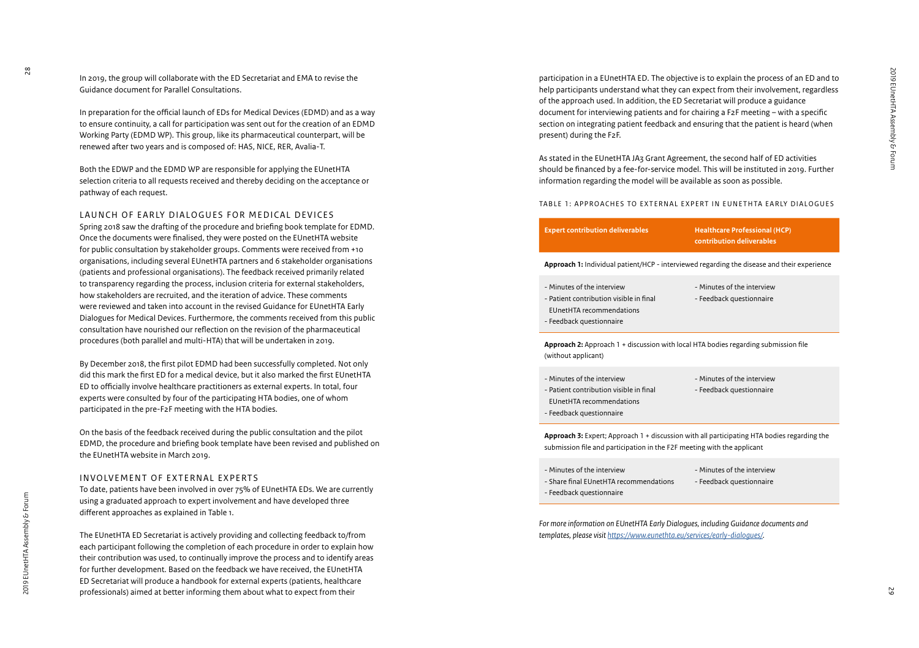In 2019, the group will collaborate with the ED Secretariat and EMA to revise the Guidance document for Parallel Consultations.

In preparation for the official launch of EDs for Medical Devices (EDMD) and as a way to ensure continuity, a call for participation was sent out for the creation of an EDMD Working Party (EDMD WP). This group, like its pharmaceutical counterpart, will be renewed after two years and is composed of: HAS, NICE, RER, Avalia-T.

Both the EDWP and the EDMD WP are responsible for applying the EUnetHTA selection criteria to all requests received and thereby deciding on the acceptance or pathway of each request.

## LAUNCH OF EARLY DIALOGUES FOR MEDICAL DEVICES

Spring 2018 saw the drafting of the procedure and briefing book template for EDMD. Once the documents were finalised, they were posted on the EUnetHTA website for public consultation by stakeholder groups. Comments were received from +10 organisations, including several EUnetHTA partners and 6 stakeholder organisations (patients and professional organisations). The feedback received primarily related to transparency regarding the process, inclusion criteria for external stakeholders, how stakeholders are recruited, and the iteration of advice. These comments were reviewed and taken into account in the revised Guidance for EUnetHTA Early Dialogues for Medical Devices. Furthermore, the comments received from this public consultation have nourished our reflection on the revision of the pharmaceutical procedures (both parallel and multi-HTA) that will be undertaken in 2019.

By December 2018, the first pilot EDMD had been successfully completed. Not only did this mark the first ED for a medical device, but it also marked the first EUnetHTA ED to officially involve healthcare practitioners as external experts. In total, four experts were consulted by four of the participating HTA bodies, one of whom participated in the pre-F2F meeting with the HTA bodies.

On the basis of the feedback received during the public consultation and the pilot EDMD, the procedure and briefing book template have been revised and published on the EUnetHTA website in March 2019.

## INVOLVEMENT OF EXTERNAL EXPERTS

To date, patients have been involved in over 75% of EUnetHTA EDs. We are currently using a graduated approach to expert involvement and have developed three different approaches as explained in Table 1.

The EUnetHTA ED Secretariat is actively providing and collecting feedback to/from each participant following the completion of each procedure in order to explain how their contribution was used, to continually improve the process and to identify areas for further development. Based on the feedback we have received, the EUnetHTA ED Secretariat will produce a handbook for external experts (patients, healthcare professionals) aimed at better informing them about what to expect from their participation in a EUnetHTA ED. The objective is to explain the process of an ED and to help participants understand what they can expect from their involvement, regardless of the approach used. In addition, the ED Secretariat will produce a guidance document for interviewing patients and for chairing a F2F meeting – with a specific section on integrating patient feedback and ensuring that the patient is heard (when present) during the F2F.

As stated in the EUnetHTA JA3 Grant Agreement, the second half of ED activities should be financed by a fee-for-service model. This will be instituted in 2019. Further information regarding the model will be available as soon as possible.

TABLE 1: APPROACHES TO EXTERNAL EXPERT IN EUNETHTA EARLY DIALOGUES

| Expert contribution deliverables | Healthcare Professional (HCP) contribution deliverables |
|---|---|
| **Approach 1:** Individual patient/HCP - interviewed regarding the disease and their experience | |
| - Minutes of the interview<br>- Patient contribution visible in final EUnetHTA recommendations<br>- Feedback questionnaire | - Minutes of the interview<br>- Feedback questionnaire |
| **Approach 2:** Approach 1 + discussion with local HTA bodies regarding submission file (without applicant) | |
| - Minutes of the interview<br>- Patient contribution visible in final EUnetHTA recommendations<br>- Feedback questionnaire | - Minutes of the interview<br>- Feedback questionnaire |
| **Approach 3:** Expert; Approach 1 + discussion with all participating HTA bodies regarding the submission file and participation in the F2F meeting with the applicant | |
| - Minutes of the interview<br>- Share final EUnetHTA recommendations<br>- Feedback questionnaire | - Minutes of the interview<br>- Feedback questionnaire |

*For more information on EUnetHTA Early Dialogues, including Guidance documents and templates, please visit https://www.eunethta.eu/services/early-dialogues/.*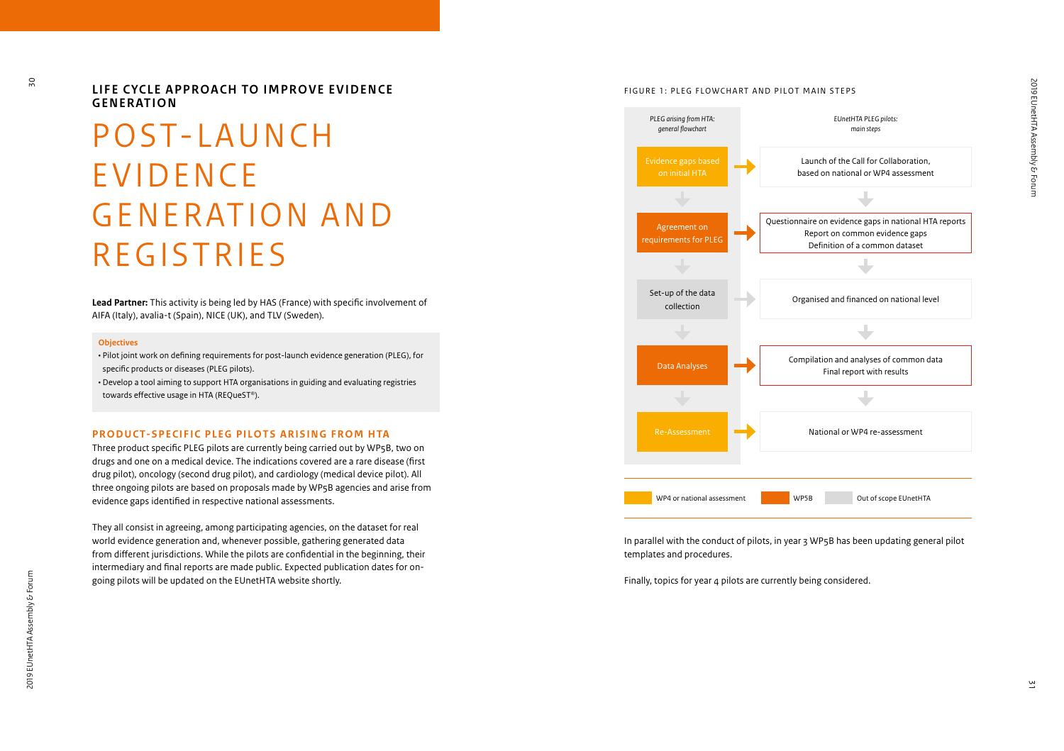## LIFE CYCLE APPROACH TO IMPROVE EVIDENCE GENERATION

# POST-LAUNCH EVIDENCE GENERATION AND REGISTRIES

**Lead Partner:** This activity is being led by HAS (France) with specific involvement of AIFA (Italy), avalia-t (Spain), NICE (UK), and TLV (Sweden).

**Objectives**

- Pilot joint work on defining requirements for post-launch evidence generation (PLEG), for specific products or diseases (PLEG pilots).
- Develop a tool aiming to support HTA organisations in guiding and evaluating registries towards effective usage in HTA (REQueST®).

### PRODUCT-SPECIFIC PLEG PILOTS ARISING FROM HTA

Three product specific PLEG pilots are currently being carried out by WP5B, two on drugs and one on a medical device. The indications covered are a rare disease (first drug pilot), oncology (second drug pilot), and cardiology (medical device pilot). All three ongoing pilots are based on proposals made by WP5B agencies and arise from evidence gaps identified in respective national assessments.

They all consist in agreeing, among participating agencies, on the dataset for real world evidence generation and, whenever possible, gathering generated data from different jurisdictions. While the pilots are confidential in the beginning, their intermediary and final reports are made public. Expected publication dates for on-going pilots will be updated on the EUnetHTA website shortly.

FIGURE 1: PLEG FLOWCHART AND PILOT MAIN STEPS

| *PLEG arising from HTA: general flowchart* | *EUnetHTA PLEG pilots: main steps* |
| --- | --- |
| Evidence gaps based on initial HTA | Launch of the Call for Collaboration, based on national or WP4 assessment |
| Agreement on requirements for PLEG | Questionnaire on evidence gaps in national HTA reports<br>Report on common evidence gaps<br>Definition of a common dataset |
| Set-up of the data collection | Organised and financed on national level |
| Data Analyses | Compilation and analyses of common data<br>Final report with results |
| Re-Assessment | National or WP4 re-assessment |

Legend: WP4 or national assessment; WP5B; Out of scope EUnetHTA

In parallel with the conduct of pilots, in year 3 WP5B has been updating general pilot templates and procedures.

Finally, topics for year 4 pilots are currently being considered.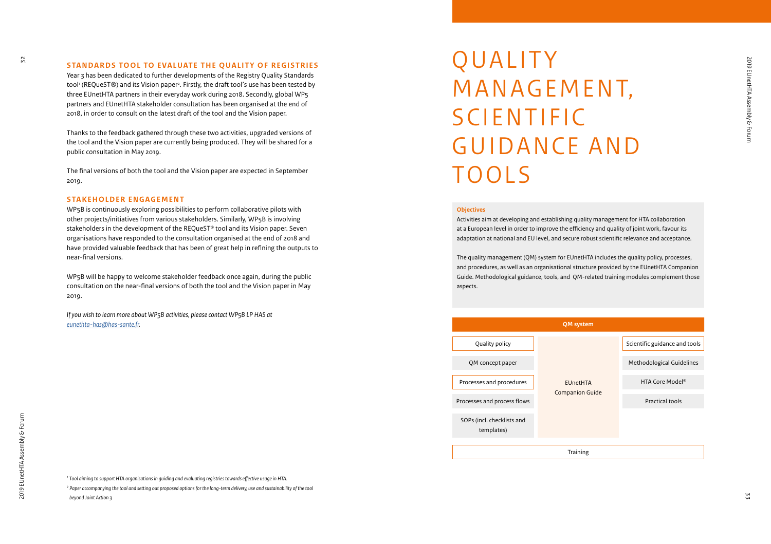### STANDARDS TOOL TO EVALUATE THE QUALITY OF REGISTRIES

Year 3 has been dedicated to further developments of the Registry Quality Standards tool[1] (REQueST®) and its Vision paper[2]. Firstly, the draft tool's use has been tested by three EUnetHTA partners in their everyday work during 2018. Secondly, global WP5 partners and EUnetHTA stakeholder consultation has been organised at the end of 2018, in order to consult on the latest draft of the tool and the Vision paper.

Thanks to the feedback gathered through these two activities, upgraded versions of the tool and the Vision paper are currently being produced. They will be shared for a public consultation in May 2019.

The final versions of both the tool and the Vision paper are expected in September 2019.

### STAKEHOLDER ENGAGEMENT

WP5B is continuously exploring possibilities to perform collaborative pilots with other projects/initiatives from various stakeholders. Similarly, WP5B is involving stakeholders in the development of the REQueST® tool and its Vision paper. Seven organisations have responded to the consultation organised at the end of 2018 and have provided valuable feedback that has been of great help in refining the outputs to near-final versions.

WP5B will be happy to welcome stakeholder feedback once again, during the public consultation on the near-final versions of both the tool and the Vision paper in May 2019.

*If you wish to learn more about WP5B activities, please contact WP5B LP HAS at eunethta-has@has-sante.fr.*

[1] *Tool aiming to support HTA organisations in guiding and evaluating registries towards effective usage in HTA.*

[2] *Paper accompanying the tool and setting out proposed options for the long-term delivery, use and sustainability of the tool beyond Joint Action 3*

# QUALITY MANAGEMENT, SCIENTIFIC GUIDANCE AND TOOLS

**Objectives**

Activities aim at developing and establishing quality management for HTA collaboration at a European level in order to improve the efficiency and quality of joint work, favour its adaptation at national and EU level, and secure robust scientific relevance and acceptance.

The quality management (QM) system for EUnetHTA includes the quality policy, processes, and procedures, as well as an organisational structure provided by the EUnetHTA Companion Guide. Methodological guidance, tools, and QM-related training modules complement those aspects.

| QM system | | |
|---|---|---|
| Quality policy | EUnetHTA Companion Guide | Scientific guidance and tools |
| QM concept paper | | Methodological Guidelines |
| Processes and procedures | | HTA Core Model® |
| Processes and process flows | | Practical tools |
| SOPs (incl. checklists and templates) | | |
| Training | | |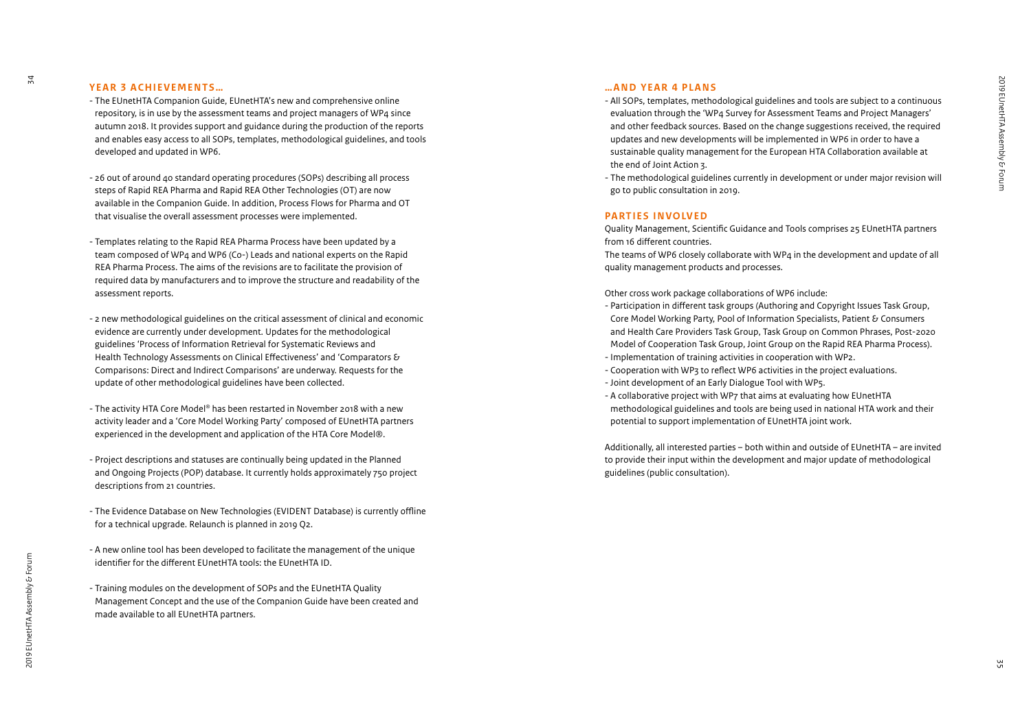## YEAR 3 ACHIEVEMENTS…

- The EUnetHTA Companion Guide, EUnetHTA's new and comprehensive online repository, is in use by the assessment teams and project managers of WP4 since autumn 2018. It provides support and guidance during the production of the reports and enables easy access to all SOPs, templates, methodological guidelines, and tools developed and updated in WP6.
- 26 out of around 40 standard operating procedures (SOPs) describing all process steps of Rapid REA Pharma and Rapid REA Other Technologies (OT) are now available in the Companion Guide. In addition, Process Flows for Pharma and OT that visualise the overall assessment processes were implemented.
- Templates relating to the Rapid REA Pharma Process have been updated by a team composed of WP4 and WP6 (Co-) Leads and national experts on the Rapid REA Pharma Process. The aims of the revisions are to facilitate the provision of required data by manufacturers and to improve the structure and readability of the assessment reports.
- 2 new methodological guidelines on the critical assessment of clinical and economic evidence are currently under development. Updates for the methodological guidelines 'Process of Information Retrieval for Systematic Reviews and Health Technology Assessments on Clinical Effectiveness' and 'Comparators & Comparisons: Direct and Indirect Comparisons' are underway. Requests for the update of other methodological guidelines have been collected.
- The activity HTA Core Model® has been restarted in November 2018 with a new activity leader and a 'Core Model Working Party' composed of EUnetHTA partners experienced in the development and application of the HTA Core Model®.
- Project descriptions and statuses are continually being updated in the Planned and Ongoing Projects (POP) database. It currently holds approximately 750 project descriptions from 21 countries.
- The Evidence Database on New Technologies (EVIDENT Database) is currently offline for a technical upgrade. Relaunch is planned in 2019 Q2.
- A new online tool has been developed to facilitate the management of the unique identifier for the different EUnetHTA tools: the EUnetHTA ID.
- Training modules on the development of SOPs and the EUnetHTA Quality Management Concept and the use of the Companion Guide have been created and made available to all EUnetHTA partners.

## …AND YEAR 4 PLANS

- All SOPs, templates, methodological guidelines and tools are subject to a continuous evaluation through the 'WP4 Survey for Assessment Teams and Project Managers' and other feedback sources. Based on the change suggestions received, the required updates and new developments will be implemented in WP6 in order to have a sustainable quality management for the European HTA Collaboration available at the end of Joint Action 3.
- The methodological guidelines currently in development or under major revision will go to public consultation in 2019.

## PARTIES INVOLVED

Quality Management, Scientific Guidance and Tools comprises 25 EUnetHTA partners from 16 different countries.
The teams of WP6 closely collaborate with WP4 in the development and update of all quality management products and processes.

Other cross work package collaborations of WP6 include:

- Participation in different task groups (Authoring and Copyright Issues Task Group, Core Model Working Party, Pool of Information Specialists, Patient & Consumers and Health Care Providers Task Group, Task Group on Common Phrases, Post-2020 Model of Cooperation Task Group, Joint Group on the Rapid REA Pharma Process).
- Implementation of training activities in cooperation with WP2.
- Cooperation with WP3 to reflect WP6 activities in the project evaluations.
- Joint development of an Early Dialogue Tool with WP5.
- A collaborative project with WP7 that aims at evaluating how EUnetHTA methodological guidelines and tools are being used in national HTA work and their potential to support implementation of EUnetHTA joint work.

Additionally, all interested parties – both within and outside of EUnetHTA – are invited to provide their input within the development and major update of methodological guidelines (public consultation).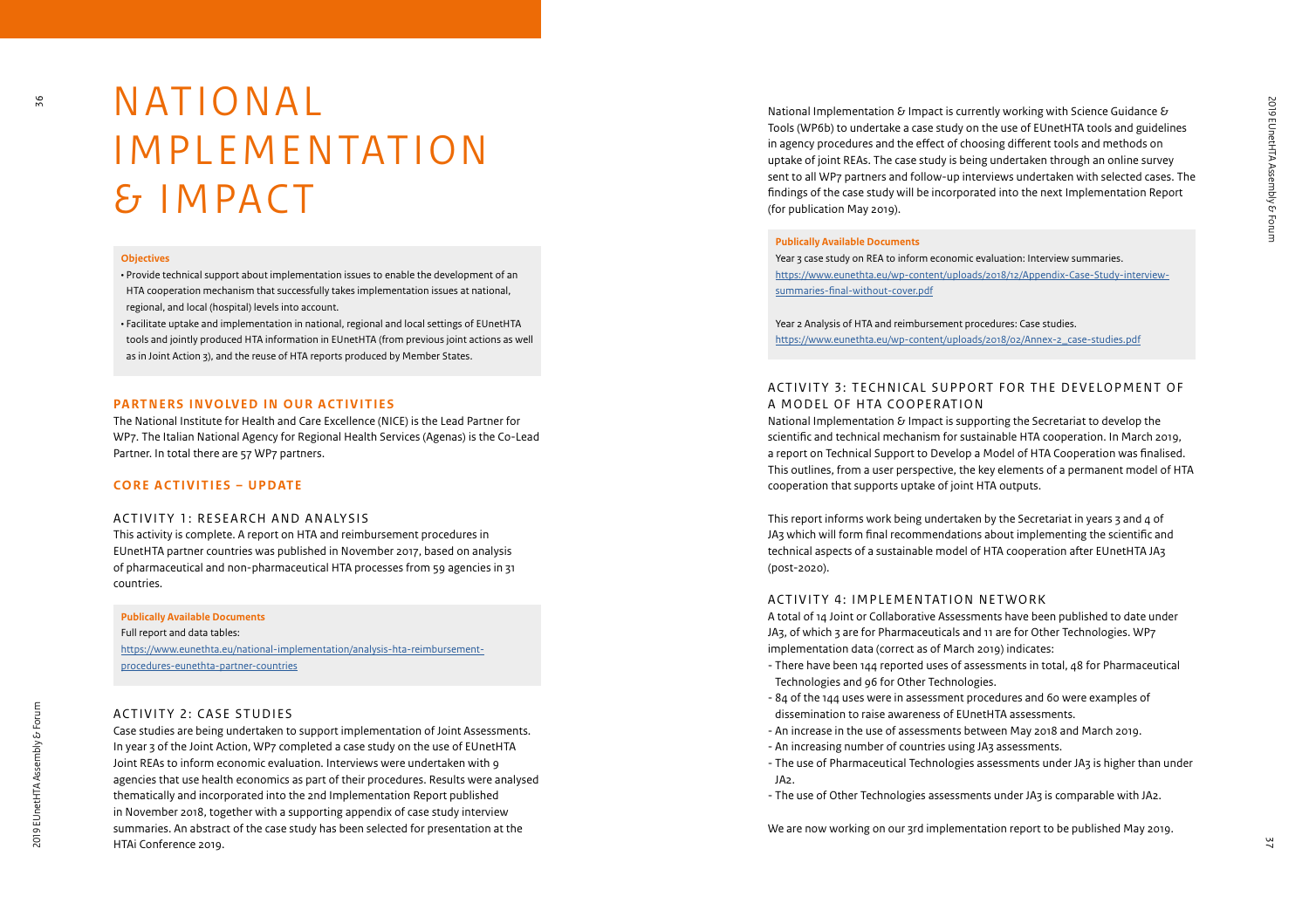# NATIONAL IMPLEMENTATION & IMPACT

**Objectives**

- Provide technical support about implementation issues to enable the development of an HTA cooperation mechanism that successfully takes implementation issues at national, regional, and local (hospital) levels into account.
- Facilitate uptake and implementation in national, regional and local settings of EUnetHTA tools and jointly produced HTA information in EUnetHTA (from previous joint actions as well as in Joint Action 3), and the reuse of HTA reports produced by Member States.

## PARTNERS INVOLVED IN OUR ACTIVITIES

The National Institute for Health and Care Excellence (NICE) is the Lead Partner for WP7. The Italian National Agency for Regional Health Services (Agenas) is the Co-Lead Partner. In total there are 57 WP7 partners.

## CORE ACTIVITIES – UPDATE

### ACTIVITY 1: RESEARCH AND ANALYSIS

This activity is complete. A report on HTA and reimbursement procedures in EUnetHTA partner countries was published in November 2017, based on analysis of pharmaceutical and non-pharmaceutical HTA processes from 59 agencies in 31 countries.

**Publically Available Documents**

Full report and data tables:
https://www.eunethta.eu/national-implementation/analysis-hta-reimbursement-procedures-eunethta-partner-countries

### ACTIVITY 2: CASE STUDIES

Case studies are being undertaken to support implementation of Joint Assessments. In year 3 of the Joint Action, WP7 completed a case study on the use of EUnetHTA Joint REAs to inform economic evaluation. Interviews were undertaken with 9 agencies that use health economics as part of their procedures. Results were analysed thematically and incorporated into the 2nd Implementation Report published in November 2018, together with a supporting appendix of case study interview summaries. An abstract of the case study has been selected for presentation at the HTAi Conference 2019.

National Implementation & Impact is currently working with Science Guidance & Tools (WP6b) to undertake a case study on the use of EUnetHTA tools and guidelines in agency procedures and the effect of choosing different tools and methods on uptake of joint REAs. The case study is being undertaken through an online survey sent to all WP7 partners and follow-up interviews undertaken with selected cases. The findings of the case study will be incorporated into the next Implementation Report (for publication May 2019).

**Publically Available Documents**

Year 3 case study on REA to inform economic evaluation: Interview summaries.
https://www.eunethta.eu/wp-content/uploads/2018/12/Appendix-Case-Study-interview-summaries-final-without-cover.pdf

Year 2 Analysis of HTA and reimbursement procedures: Case studies.
https://www.eunethta.eu/wp-content/uploads/2018/02/Annex-2_case-studies.pdf

### ACTIVITY 3: TECHNICAL SUPPORT FOR THE DEVELOPMENT OF A MODEL OF HTA COOPERATION

National Implementation & Impact is supporting the Secretariat to develop the scientific and technical mechanism for sustainable HTA cooperation. In March 2019, a report on Technical Support to Develop a Model of HTA Cooperation was finalised. This outlines, from a user perspective, the key elements of a permanent model of HTA cooperation that supports uptake of joint HTA outputs.

This report informs work being undertaken by the Secretariat in years 3 and 4 of JA3 which will form final recommendations about implementing the scientific and technical aspects of a sustainable model of HTA cooperation after EUnetHTA JA3 (post-2020).

### ACTIVITY 4: IMPLEMENTATION NETWORK

A total of 14 Joint or Collaborative Assessments have been published to date under JA3, of which 3 are for Pharmaceuticals and 11 are for Other Technologies. WP7 implementation data (correct as of March 2019) indicates:

- There have been 144 reported uses of assessments in total, 48 for Pharmaceutical Technologies and 96 for Other Technologies.
- 84 of the 144 uses were in assessment procedures and 60 were examples of dissemination to raise awareness of EUnetHTA assessments.
- An increase in the use of assessments between May 2018 and March 2019.
- An increasing number of countries using JA3 assessments.
- The use of Pharmaceutical Technologies assessments under JA3 is higher than under JA2.
- The use of Other Technologies assessments under JA3 is comparable with JA2.

We are now working on our 3rd implementation report to be published May 2019.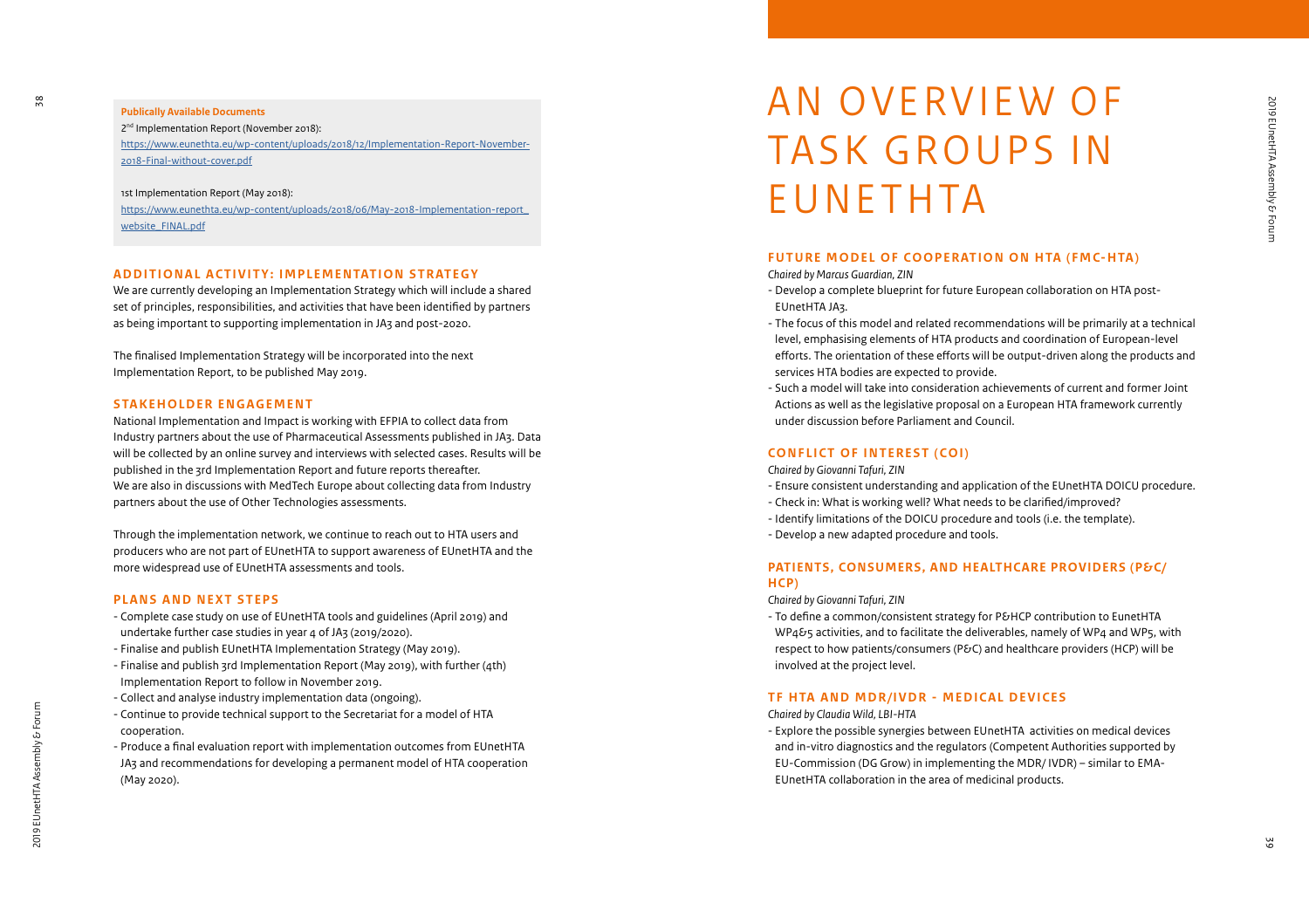**Publically Available Documents**

2nd Implementation Report (November 2018):

https://www.eunethta.eu/wp-content/uploads/2018/12/Implementation-Report-November-2018-Final-without-cover.pdf

1st Implementation Report (May 2018):

https://www.eunethta.eu/wp-content/uploads/2018/06/May-2018-Implementation-report_website_FINAL.pdf

### ADDITIONAL ACTIVITY: IMPLEMENTATION STRATEGY

We are currently developing an Implementation Strategy which will include a shared set of principles, responsibilities, and activities that have been identified by partners as being important to supporting implementation in JA3 and post-2020.

The finalised Implementation Strategy will be incorporated into the next Implementation Report, to be published May 2019.

### STAKEHOLDER ENGAGEMENT

National Implementation and Impact is working with EFPIA to collect data from Industry partners about the use of Pharmaceutical Assessments published in JA3. Data will be collected by an online survey and interviews with selected cases. Results will be published in the 3rd Implementation Report and future reports thereafter.
We are also in discussions with MedTech Europe about collecting data from Industry partners about the use of Other Technologies assessments.

Through the implementation network, we continue to reach out to HTA users and producers who are not part of EUnetHTA to support awareness of EUnetHTA and the more widespread use of EUnetHTA assessments and tools.

### PLANS AND NEXT STEPS

- Complete case study on use of EUnetHTA tools and guidelines (April 2019) and undertake further case studies in year 4 of JA3 (2019/2020).
- Finalise and publish EUnetHTA Implementation Strategy (May 2019).
- Finalise and publish 3rd Implementation Report (May 2019), with further (4th) Implementation Report to follow in November 2019.
- Collect and analyse industry implementation data (ongoing).
- Continue to provide technical support to the Secretariat for a model of HTA cooperation.
- Produce a final evaluation report with implementation outcomes from EUnetHTA JA3 and recommendations for developing a permanent model of HTA cooperation (May 2020).

# AN OVERVIEW OF TASK GROUPS IN EUNETHTA

### FUTURE MODEL OF COOPERATION ON HTA (FMC-HTA)

*Chaired by Marcus Guardian, ZIN*

- Develop a complete blueprint for future European collaboration on HTA post-EUnetHTA JA3.
- The focus of this model and related recommendations will be primarily at a technical level, emphasising elements of HTA products and coordination of European-level efforts. The orientation of these efforts will be output-driven along the products and services HTA bodies are expected to provide.
- Such a model will take into consideration achievements of current and former Joint Actions as well as the legislative proposal on a European HTA framework currently under discussion before Parliament and Council.

### CONFLICT OF INTEREST (COI)

*Chaired by Giovanni Tafuri, ZIN*

- Ensure consistent understanding and application of the EUnetHTA DOICU procedure.
- Check in: What is working well? What needs to be clarified/improved?
- Identify limitations of the DOICU procedure and tools (i.e. the template).
- Develop a new adapted procedure and tools.

### PATIENTS, CONSUMERS, AND HEALTHCARE PROVIDERS (P&C/HCP)

*Chaired by Giovanni Tafuri, ZIN*

- To define a common/consistent strategy for P&HCP contribution to EunetHTA WP4&5 activities, and to facilitate the deliverables, namely of WP4 and WP5, with respect to how patients/consumers (P&C) and healthcare providers (HCP) will be involved at the project level.

### TF HTA AND MDR/IVDR - MEDICAL DEVICES

*Chaired by Claudia Wild, LBI-HTA*

- Explore the possible synergies between EUnetHTA activities on medical devices and in-vitro diagnostics and the regulators (Competent Authorities supported by EU-Commission (DG Grow) in implementing the MDR/ IVDR) – similar to EMA-EUnetHTA collaboration in the area of medicinal products.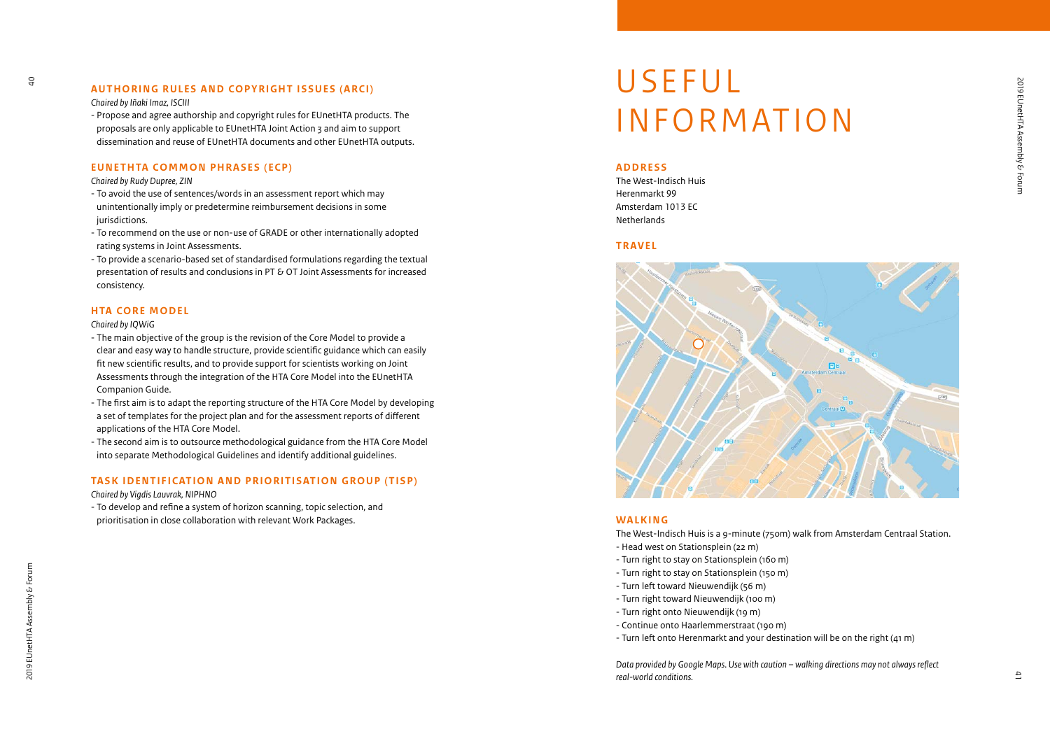### AUTHORING RULES AND COPYRIGHT ISSUES (ARCI)

*Chaired by Iñaki Imaz, ISCIII*

- Propose and agree authorship and copyright rules for EUnetHTA products. The proposals are only applicable to EUnetHTA Joint Action 3 and aim to support dissemination and reuse of EUnetHTA documents and other EUnetHTA outputs.

### EUNETHTA COMMON PHRASES (ECP)

*Chaired by Rudy Dupree, ZIN*

- To avoid the use of sentences/words in an assessment report which may unintentionally imply or predetermine reimbursement decisions in some jurisdictions.
- To recommend on the use or non-use of GRADE or other internationally adopted rating systems in Joint Assessments.
- To provide a scenario-based set of standardised formulations regarding the textual presentation of results and conclusions in PT & OT Joint Assessments for increased consistency.

### HTA CORE MODEL

*Chaired by IQWiG*

- The main objective of the group is the revision of the Core Model to provide a clear and easy way to handle structure, provide scientific guidance which can easily fit new scientific results, and to provide support for scientists working on Joint Assessments through the integration of the HTA Core Model into the EUnetHTA Companion Guide.
- The first aim is to adapt the reporting structure of the HTA Core Model by developing a set of templates for the project plan and for the assessment reports of different applications of the HTA Core Model.
- The second aim is to outsource methodological guidance from the HTA Core Model into separate Methodological Guidelines and identify additional guidelines.

### TASK IDENTIFICATION AND PRIORITISATION GROUP (TISP)

*Chaired by Vigdis Lauvrak, NIPHNO*

- To develop and refine a system of horizon scanning, topic selection, and prioritisation in close collaboration with relevant Work Packages.

# USEFUL INFORMATION

### ADDRESS

The West-Indisch Huis
Herenmarkt 99
Amsterdam 1013 EC
Netherlands

### TRAVEL

### WALKING

The West-Indisch Huis is a 9-minute (750m) walk from Amsterdam Centraal Station.

- Head west on Stationsplein (22 m)
- Turn right to stay on Stationsplein (160 m)
- Turn right to stay on Stationsplein (150 m)
- Turn left toward Nieuwendijk (56 m)
- Turn right toward Nieuwendijk (100 m)
- Turn right onto Nieuwendijk (19 m)
- Continue onto Haarlemmerstraat (190 m)
- Turn left onto Herenmarkt and your destination will be on the right (41 m)

*Data provided by Google Maps. Use with caution – walking directions may not always reflect real-world conditions.*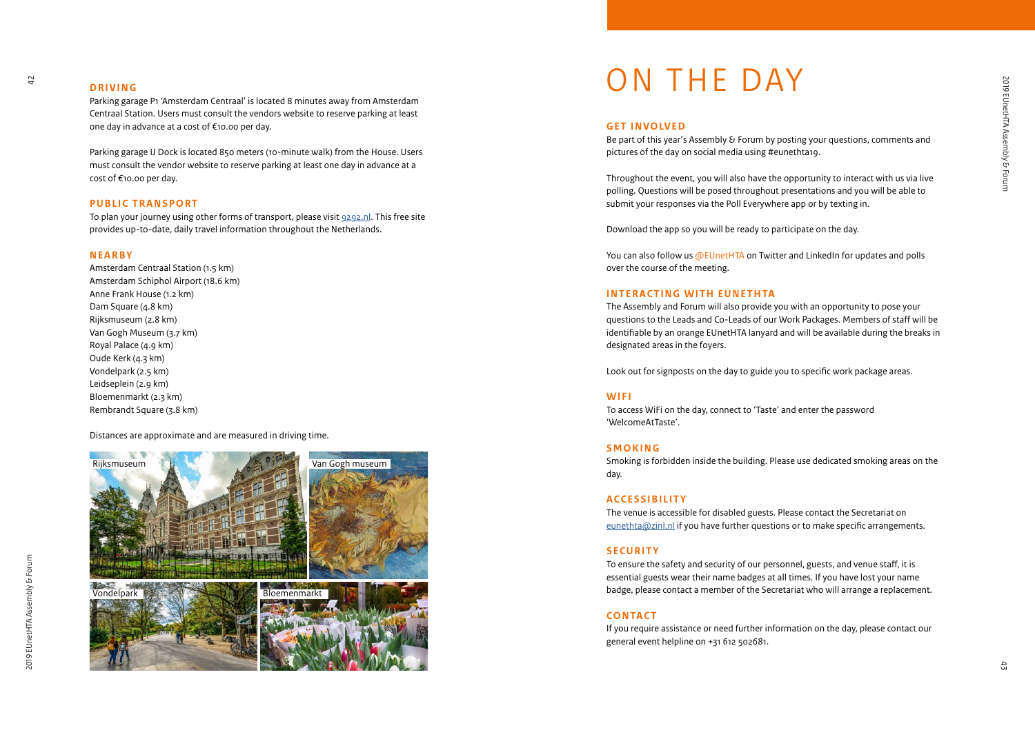### DRIVING

Parking garage P1 'Amsterdam Centraal' is located 8 minutes away from Amsterdam Centraal Station. Users must consult the vendors website to reserve parking at least one day in advance at a cost of €10.00 per day.

Parking garage IJ Dock is located 850 meters (10-minute walk) from the House. Users must consult the vendor website to reserve parking at least one day in advance at a cost of €10.00 per day.

### PUBLIC TRANSPORT

To plan your journey using other forms of transport, please visit 9292.nl. This free site provides up-to-date, daily travel information throughout the Netherlands.

### NEARBY

Amsterdam Centraal Station (1.5 km)
Amsterdam Schiphol Airport (18.6 km)
Anne Frank House (1.2 km)
Dam Square (4.8 km)
Rijksmuseum (2.8 km)
Van Gogh Museum (3.7 km)
Royal Palace (4.9 km)
Oude Kerk (4.3 km)
Vondelpark (2.5 km)
Leidseplein (2.9 km)
Bloemenmarkt (2.3 km)
Rembrandt Square (3.8 km)

Distances are approximate and are measured in driving time.

Rijksmuseum

Van Gogh museum

Vondelpark

Bloemenmarkt

# ON THE DAY

### GET INVOLVED

Be part of this year's Assembly & Forum by posting your questions, comments and pictures of the day on social media using #eunethta19.

Throughout the event, you will also have the opportunity to interact with us via live polling. Questions will be posed throughout presentations and you will be able to submit your responses via the Poll Everywhere app or by texting in.

Download the app so you will be ready to participate on the day.

You can also follow us @EUnetHTA on Twitter and LinkedIn for updates and polls over the course of the meeting.

### INTERACTING WITH EUNETHTA

The Assembly and Forum will also provide you with an opportunity to pose your questions to the Leads and Co-Leads of our Work Packages. Members of staff will be identifiable by an orange EUnetHTA lanyard and will be available during the breaks in designated areas in the foyers.

Look out for signposts on the day to guide you to specific work package areas.

### WIFI

To access WiFi on the day, connect to 'Taste' and enter the password 'WelcomeAtTaste'.

### SMOKING

Smoking is forbidden inside the building. Please use dedicated smoking areas on the day.

### ACCESSIBILITY

The venue is accessible for disabled guests. Please contact the Secretariat on eunethta@zinl.nl if you have further questions or to make specific arrangements.

### SECURITY

To ensure the safety and security of our personnel, guests, and venue staff, it is essential guests wear their name badges at all times. If you have lost your name badge, please contact a member of the Secretariat who will arrange a replacement.

### CONTACT

If you require assistance or need further information on the day, please contact our general event helpline on +31 612 502681.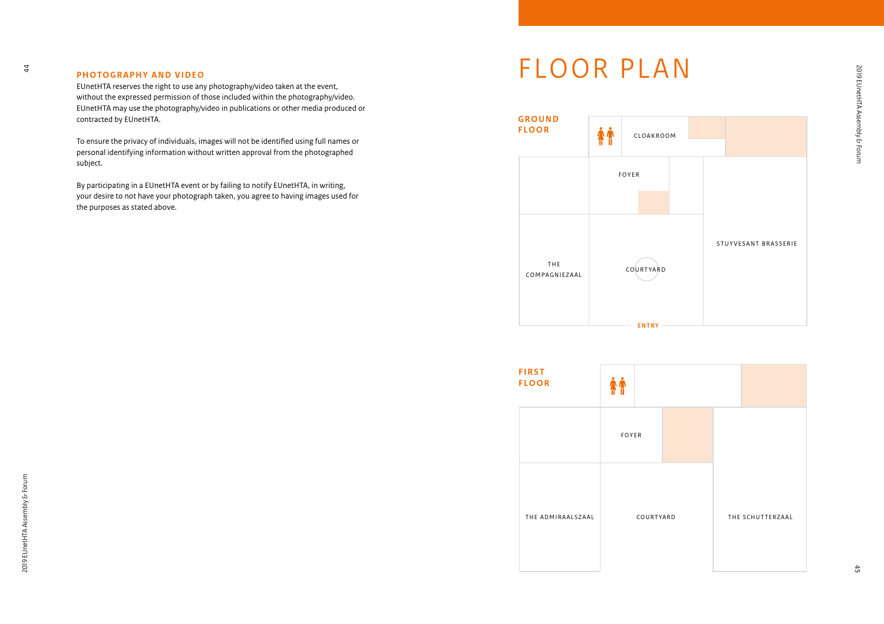## PHOTOGRAPHY AND VIDEO

EUnetHTA reserves the right to use any photography/video taken at the event, without the expressed permission of those included within the photography/video. EUnetHTA may use the photography/video in publications or other media produced or contracted by EUnetHTA.

To ensure the privacy of individuals, images will not be identified using full names or personal identifying information without written approval from the photographed subject.

By participating in a EUnetHTA event or by failing to notify EUnetHTA, in writing, your desire to not have your photograph taken, you agree to having images used for the purposes as stated above.

# FLOOR PLAN

## GROUND FLOOR

CLOAKROOM

FOYER

THE COMPAGNIEZAAL

COURTYARD

STUYVESANT BRASSERIE

ENTRY

## FIRST FLOOR

FOYER

THE ADMIRAALSZAAL

COURTYARD

THE SCHUTTERZAAL